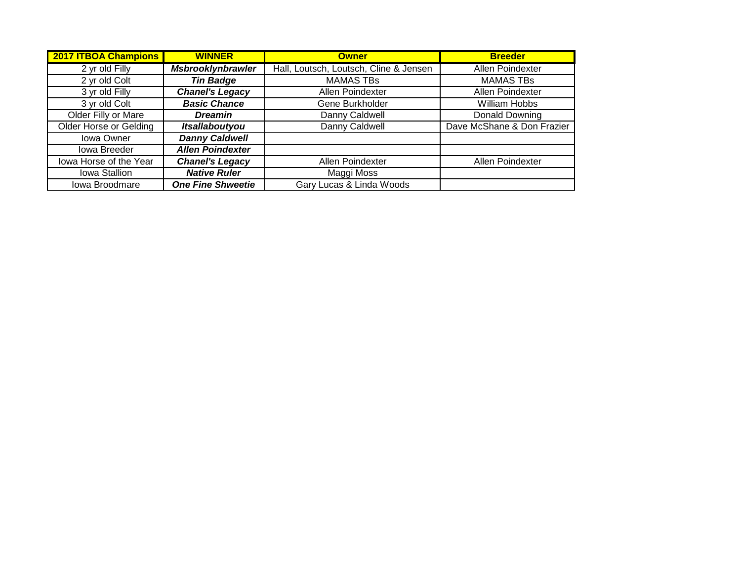| 2017 ITBOA Champions | WINNER | Owner | Breeder |
|---|---|---|---|
| 2 yr old Filly | ***Msbrooklynbrawler*** | Hall, Loutsch, Loutsch, Cline & Jensen | Allen Poindexter |
| 2 yr old Colt | ***Tin Badge*** | MAMAS TBs | MAMAS TBs |
| 3 yr old Filly | ***Chanel's Legacy*** | Allen Poindexter | Allen Poindexter |
| 3 yr old Colt | ***Basic Chance*** | Gene Burkholder | William Hobbs |
| Older Filly or Mare | ***Dreamin*** | Danny Caldwell | Donald Downing |
| Older Horse or Gelding | ***Itsallaboutyou*** | Danny Caldwell | Dave McShane & Don Frazier |
| Iowa Owner | ***Danny Caldwell*** | | |
| Iowa Breeder | ***Allen Poindexter*** | | |
| Iowa Horse of the Year | ***Chanel's Legacy*** | Allen Poindexter | Allen Poindexter |
| Iowa Stallion | ***Native Ruler*** | Maggi Moss | |
| Iowa Broodmare | ***One Fine Shweetie*** | Gary Lucas & Linda Woods | |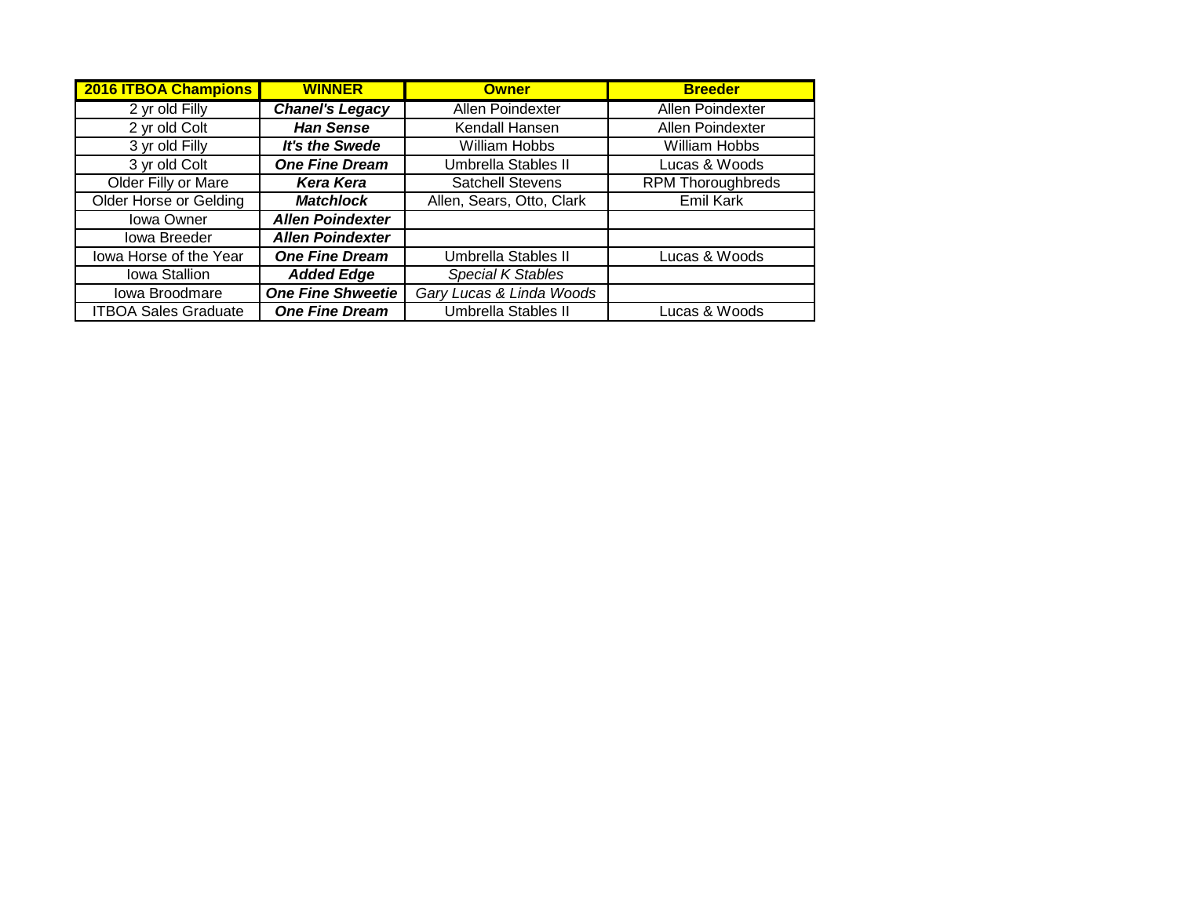| 2016 ITBOA Champions | WINNER | Owner | Breeder |
|---|---|---|---|
| 2 yr old Filly | ***Chanel's Legacy*** | Allen Poindexter | Allen Poindexter |
| 2 yr old Colt | ***Han Sense*** | Kendall Hansen | Allen Poindexter |
| 3 yr old Filly | ***It's the Swede*** | William Hobbs | William Hobbs |
| 3 yr old Colt | ***One Fine Dream*** | Umbrella Stables II | Lucas & Woods |
| Older Filly or Mare | ***Kera Kera*** | Satchell Stevens | RPM Thoroughbreds |
| Older Horse or Gelding | ***Matchlock*** | Allen, Sears, Otto, Clark | Emil Kark |
| Iowa Owner | ***Allen Poindexter*** | | |
| Iowa Breeder | ***Allen Poindexter*** | | |
| Iowa Horse of the Year | ***One Fine Dream*** | Umbrella Stables II | Lucas & Woods |
| Iowa Stallion | ***Added Edge*** | *Special K Stables* | |
| Iowa Broodmare | ***One Fine Shweetie*** | *Gary Lucas & Linda Woods* | |
| ITBOA Sales Graduate | ***One Fine Dream*** | Umbrella Stables II | Lucas & Woods |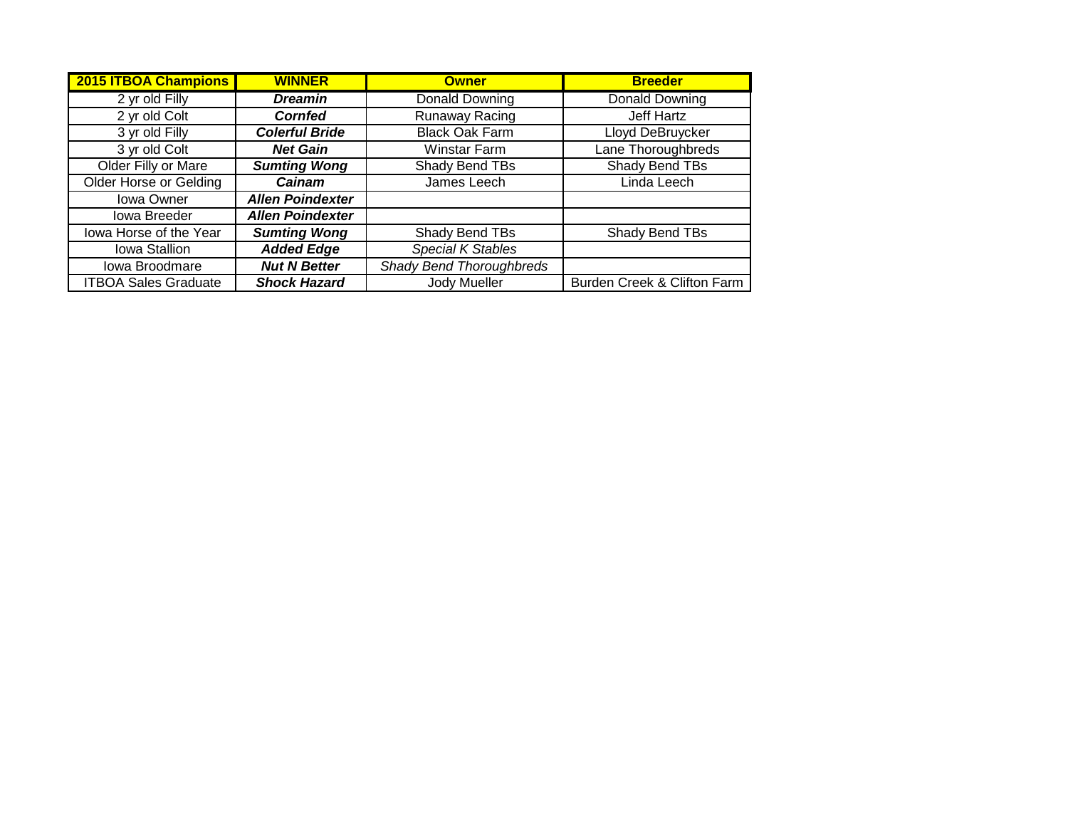| 2015 ITBOA Champions | WINNER | Owner | Breeder |
|---|---|---|---|
| 2 yr old Filly | ***Dreamin*** | Donald Downing | Donald Downing |
| 2 yr old Colt | ***Cornfed*** | Runaway Racing | Jeff Hartz |
| 3 yr old Filly | ***Colerful Bride*** | Black Oak Farm | Lloyd DeBruycker |
| 3 yr old Colt | ***Net Gain*** | Winstar Farm | Lane Thoroughbreds |
| Older Filly or Mare | ***Sumting Wong*** | Shady Bend TBs | Shady Bend TBs |
| Older Horse or Gelding | ***Cainam*** | James Leech | Linda Leech |
| Iowa Owner | ***Allen Poindexter*** | | |
| Iowa Breeder | ***Allen Poindexter*** | | |
| Iowa Horse of the Year | ***Sumting Wong*** | Shady Bend TBs | Shady Bend TBs |
| Iowa Stallion | ***Added Edge*** | *Special K Stables* | |
| Iowa Broodmare | ***Nut N Better*** | *Shady Bend Thoroughbreds* | |
| ITBOA Sales Graduate | ***Shock Hazard*** | Jody Mueller | Burden Creek & Clifton Farm |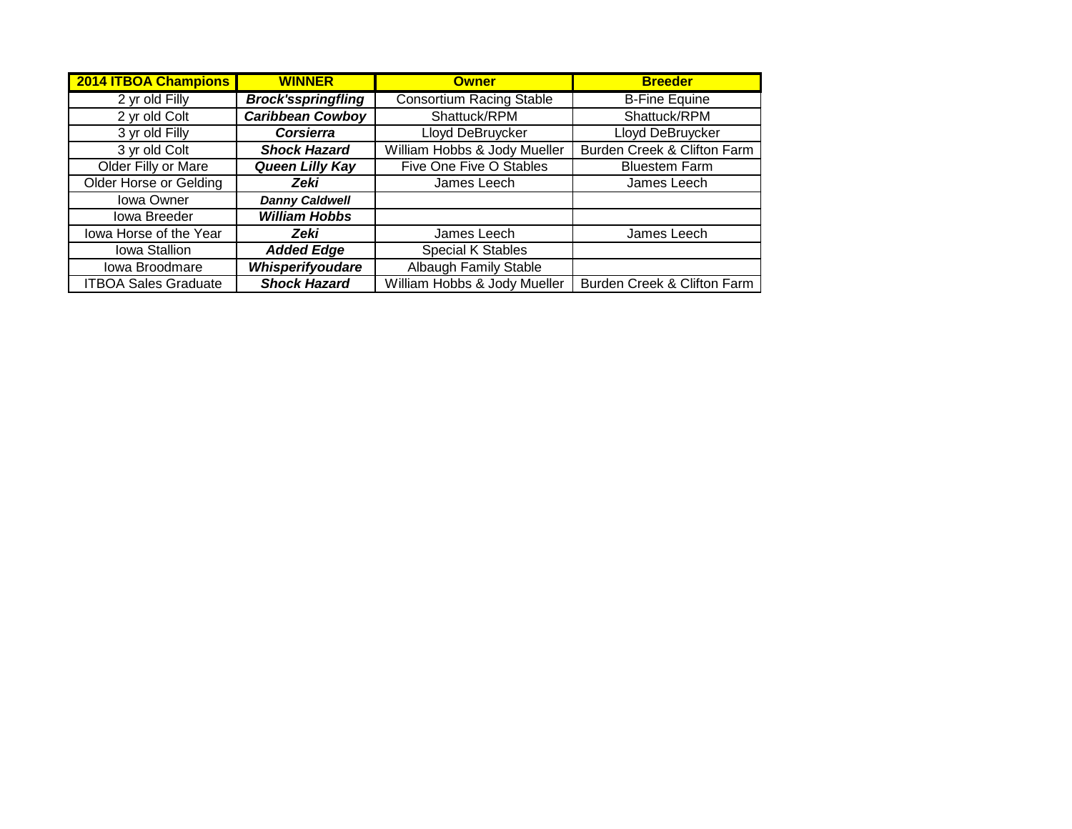| 2014 ITBOA Champions | WINNER | Owner | Breeder |
| --- | --- | --- | --- |
| 2 yr old Filly | ***Brock'sspringfling*** | Consortium Racing Stable | B-Fine Equine |
| 2 yr old Colt | ***Caribbean Cowboy*** | Shattuck/RPM | Shattuck/RPM |
| 3 yr old Filly | ***Corsierra*** | Lloyd DeBruycker | Lloyd DeBruycker |
| 3 yr old Colt | ***Shock Hazard*** | William Hobbs & Jody Mueller | Burden Creek & Clifton Farm |
| Older Filly or Mare | ***Queen Lilly Kay*** | Five One Five O Stables | Bluestem Farm |
| Older Horse or Gelding | ***Zeki*** | James Leech | James Leech |
| Iowa Owner | ***Danny Caldwell*** | | |
| Iowa Breeder | ***William Hobbs*** | | |
| Iowa Horse of the Year | ***Zeki*** | James Leech | James Leech |
| Iowa Stallion | ***Added Edge*** | Special K Stables | |
| Iowa Broodmare | ***Whisperifyoudare*** | Albaugh Family Stable | |
| ITBOA Sales Graduate | ***Shock Hazard*** | William Hobbs & Jody Mueller | Burden Creek & Clifton Farm |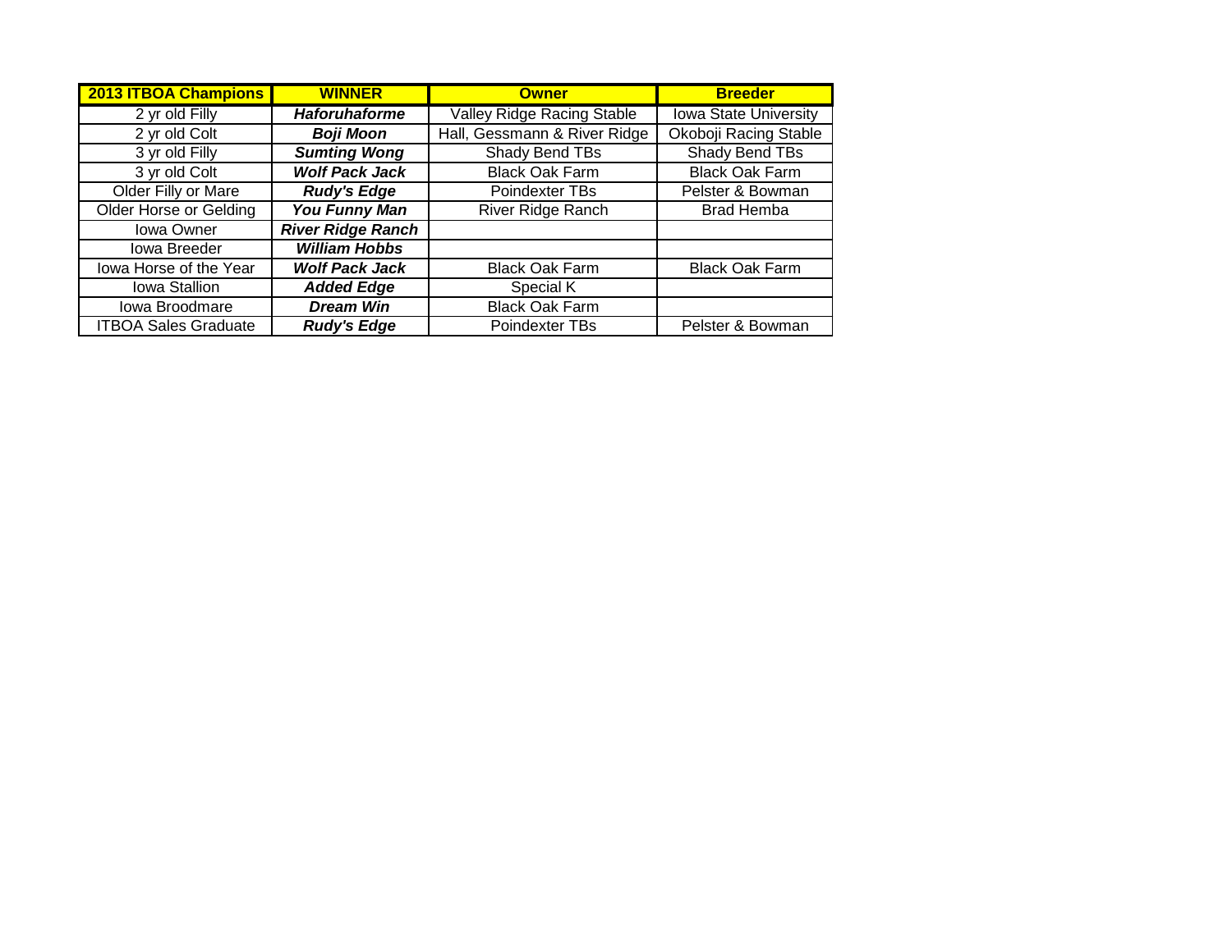| 2013 ITBOA Champions | WINNER | Owner | Breeder |
|---|---|---|---|
| 2 yr old Filly | ***Haforuhaforme*** | Valley Ridge Racing Stable | Iowa State University |
| 2 yr old Colt | ***Boji Moon*** | Hall, Gessmann & River Ridge | Okoboji Racing Stable |
| 3 yr old Filly | ***Sumting Wong*** | Shady Bend TBs | Shady Bend TBs |
| 3 yr old Colt | ***Wolf Pack Jack*** | Black Oak Farm | Black Oak Farm |
| Older Filly or Mare | ***Rudy's Edge*** | Poindexter TBs | Pelster & Bowman |
| Older Horse or Gelding | ***You Funny Man*** | River Ridge Ranch | Brad Hemba |
| Iowa Owner | ***River Ridge Ranch*** | | |
| Iowa Breeder | ***William Hobbs*** | | |
| Iowa Horse of the Year | ***Wolf Pack Jack*** | Black Oak Farm | Black Oak Farm |
| Iowa Stallion | ***Added Edge*** | Special K | |
| Iowa Broodmare | ***Dream Win*** | Black Oak Farm | |
| ITBOA Sales Graduate | ***Rudy's Edge*** | Poindexter TBs | Pelster & Bowman |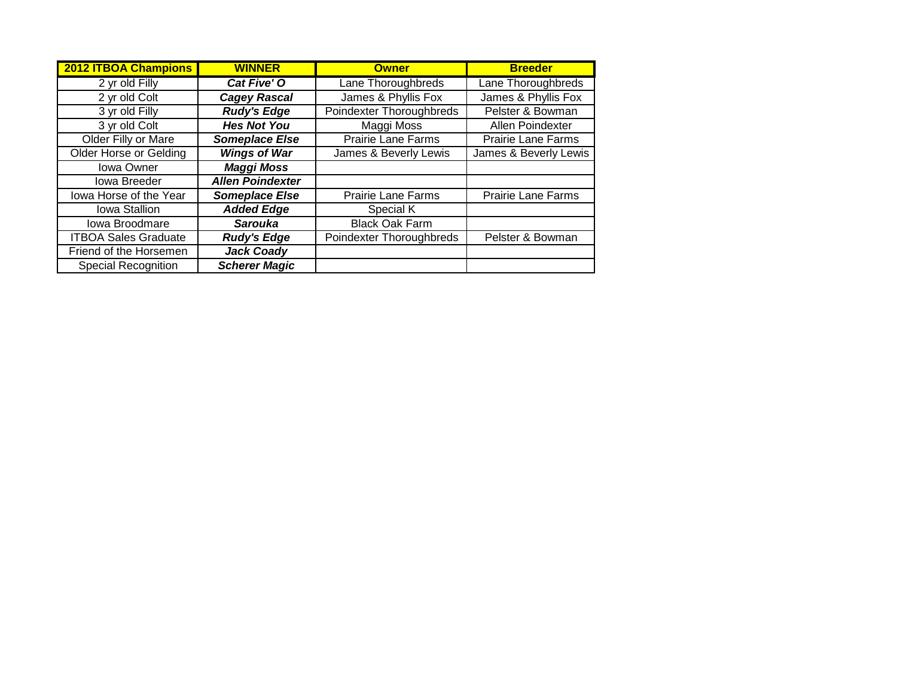| 2012 ITBOA Champions | WINNER | Owner | Breeder |
|---|---|---|---|
| 2 yr old Filly | ***Cat Five' O*** | Lane Thoroughbreds | Lane Thoroughbreds |
| 2 yr old Colt | ***Cagey Rascal*** | James & Phyllis Fox | James & Phyllis Fox |
| 3 yr old Filly | ***Rudy's Edge*** | Poindexter Thoroughbreds | Pelster & Bowman |
| 3 yr old Colt | ***Hes Not You*** | Maggi Moss | Allen Poindexter |
| Older Filly or Mare | ***Someplace Else*** | Prairie Lane Farms | Prairie Lane Farms |
| Older Horse or Gelding | ***Wings of War*** | James & Beverly Lewis | James & Beverly Lewis |
| Iowa Owner | ***Maggi Moss*** | | |
| Iowa Breeder | ***Allen Poindexter*** | | |
| Iowa Horse of the Year | ***Someplace Else*** | Prairie Lane Farms | Prairie Lane Farms |
| Iowa Stallion | ***Added Edge*** | Special K | |
| Iowa Broodmare | ***Sarouka*** | Black Oak Farm | |
| ITBOA Sales Graduate | ***Rudy's Edge*** | Poindexter Thoroughbreds | Pelster & Bowman |
| Friend of the Horsemen | ***Jack Coady*** | | |
| Special Recognition | ***Scherer Magic*** | | |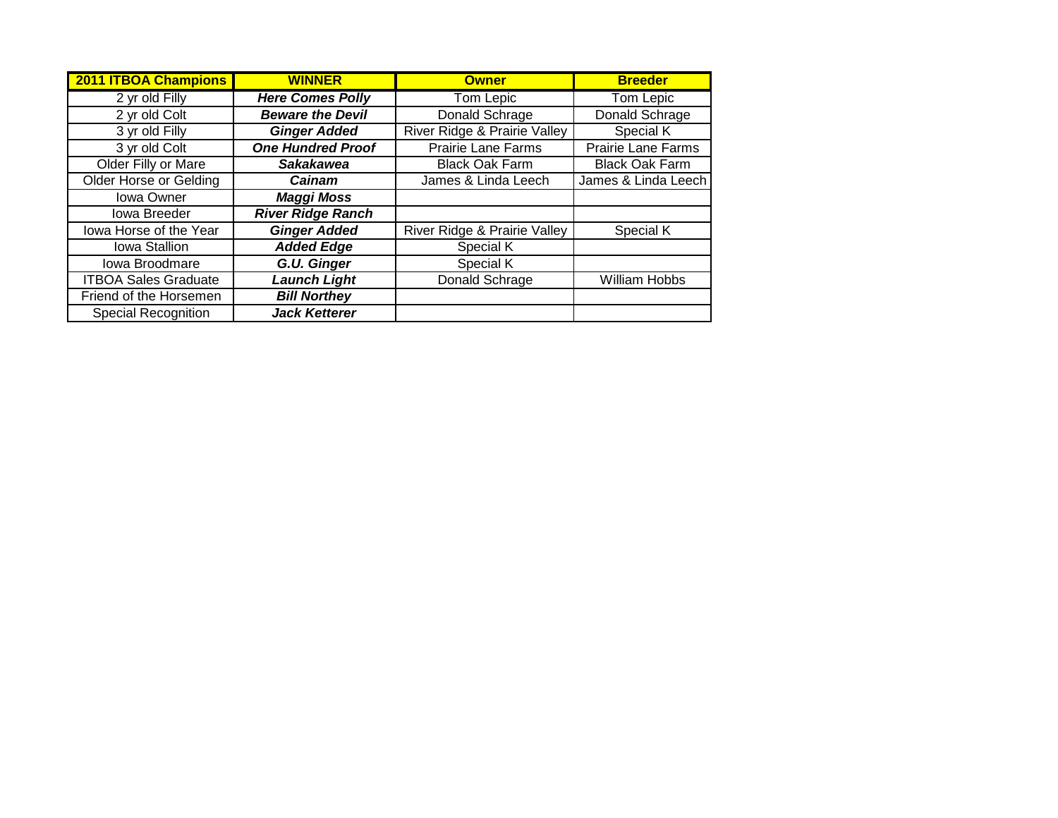| 2011 ITBOA Champions | WINNER | Owner | Breeder |
|---|---|---|---|
| 2 yr old Filly | ***Here Comes Polly*** | Tom Lepic | Tom Lepic |
| 2 yr old Colt | ***Beware the Devil*** | Donald Schrage | Donald Schrage |
| 3 yr old Filly | ***Ginger Added*** | River Ridge & Prairie Valley | Special K |
| 3 yr old Colt | ***One Hundred Proof*** | Prairie Lane Farms | Prairie Lane Farms |
| Older Filly or Mare | ***Sakakawea*** | Black Oak Farm | Black Oak Farm |
| Older Horse or Gelding | ***Cainam*** | James & Linda Leech | James & Linda Leech |
| Iowa Owner | ***Maggi Moss*** | | |
| Iowa Breeder | ***River Ridge Ranch*** | | |
| Iowa Horse of the Year | ***Ginger Added*** | River Ridge & Prairie Valley | Special K |
| Iowa Stallion | ***Added Edge*** | Special K | |
| Iowa Broodmare | ***G.U. Ginger*** | Special K | |
| ITBOA Sales Graduate | ***Launch Light*** | Donald Schrage | William Hobbs |
| Friend of the Horsemen | ***Bill Northey*** | | |
| Special Recognition | ***Jack Ketterer*** | | |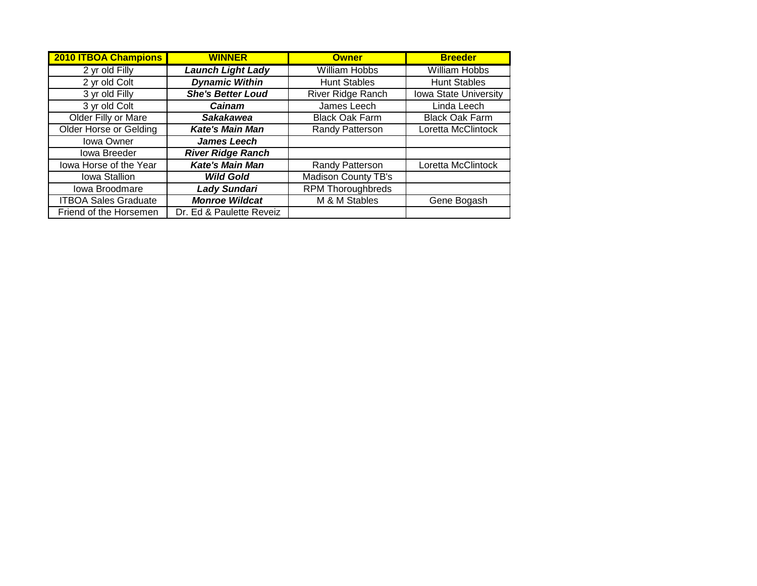| 2010 ITBOA Champions | WINNER | Owner | Breeder |
|---|---|---|---|
| 2 yr old Filly | ***Launch Light Lady*** | William Hobbs | William Hobbs |
| 2 yr old Colt | ***Dynamic Within*** | Hunt Stables | Hunt Stables |
| 3 yr old Filly | ***She's Better Loud*** | River Ridge Ranch | Iowa State University |
| 3 yr old Colt | ***Cainam*** | James Leech | Linda Leech |
| Older Filly or Mare | ***Sakakawea*** | Black Oak Farm | Black Oak Farm |
| Older Horse or Gelding | ***Kate's Main Man*** | Randy Patterson | Loretta McClintock |
| Iowa Owner | ***James Leech*** | | |
| Iowa Breeder | ***River Ridge Ranch*** | | |
| Iowa Horse of the Year | ***Kate's Main Man*** | Randy Patterson | Loretta McClintock |
| Iowa Stallion | ***Wild Gold*** | Madison County TB's | |
| Iowa Broodmare | ***Lady Sundari*** | RPM Thoroughbreds | |
| ITBOA Sales Graduate | ***Monroe Wildcat*** | M & M Stables | Gene Bogash |
| Friend of the Horsemen | Dr. Ed & Paulette Reveiz | | |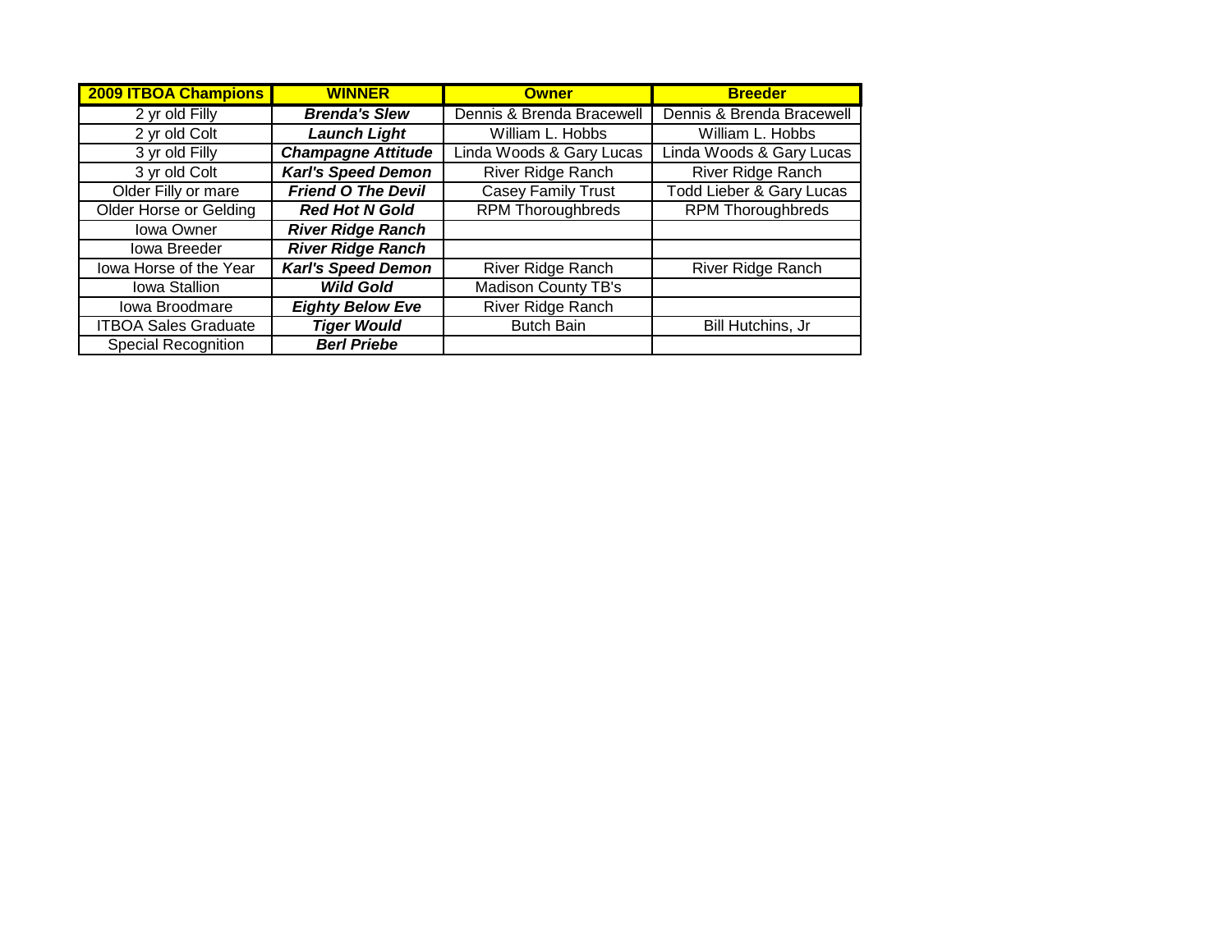| **2009 ITBOA Champions** | **WINNER** | **Owner** | **Breeder** |
|---|---|---|---|
| 2 yr old Filly | ***Brenda's Slew*** | Dennis & Brenda Bracewell | Dennis & Brenda Bracewell |
| 2 yr old Colt | ***Launch Light*** | William L. Hobbs | William L. Hobbs |
| 3 yr old Filly | ***Champagne Attitude*** | Linda Woods & Gary Lucas | Linda Woods & Gary Lucas |
| 3 yr old Colt | ***Karl's Speed Demon*** | River Ridge Ranch | River Ridge Ranch |
| Older Filly or mare | ***Friend O The Devil*** | Casey Family Trust | Todd Lieber & Gary Lucas |
| Older Horse or Gelding | ***Red Hot N Gold*** | RPM Thoroughbreds | RPM Thoroughbreds |
| Iowa Owner | ***River Ridge Ranch*** | | |
| Iowa Breeder | ***River Ridge Ranch*** | | |
| Iowa Horse of the Year | ***Karl's Speed Demon*** | River Ridge Ranch | River Ridge Ranch |
| Iowa Stallion | ***Wild Gold*** | Madison County TB's | |
| Iowa Broodmare | ***Eighty Below Eve*** | River Ridge Ranch | |
| ITBOA Sales Graduate | ***Tiger Would*** | Butch Bain | Bill Hutchins, Jr |
| Special Recognition | ***Berl Priebe*** | | |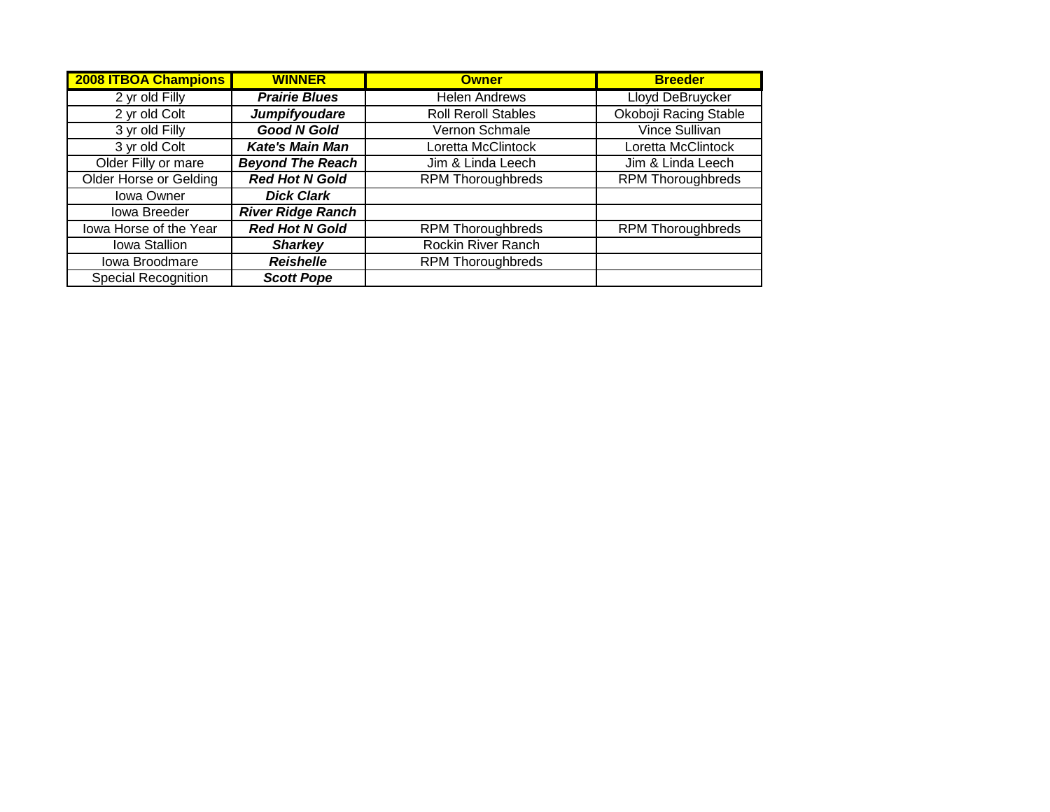| 2008 ITBOA Champions | WINNER | Owner | Breeder |
|---|---|---|---|
| 2 yr old Filly | ***Prairie Blues*** | Helen Andrews | Lloyd DeBruycker |
| 2 yr old Colt | ***Jumpifyoudare*** | Roll Reroll Stables | Okoboji Racing Stable |
| 3 yr old Filly | ***Good N Gold*** | Vernon Schmale | Vince Sullivan |
| 3 yr old Colt | ***Kate's Main Man*** | Loretta McClintock | Loretta McClintock |
| Older Filly or mare | ***Beyond The Reach*** | Jim & Linda Leech | Jim & Linda Leech |
| Older Horse or Gelding | ***Red Hot N Gold*** | RPM Thoroughbreds | RPM Thoroughbreds |
| Iowa Owner | ***Dick Clark*** | | |
| Iowa Breeder | ***River Ridge Ranch*** | | |
| Iowa Horse of the Year | ***Red Hot N Gold*** | RPM Thoroughbreds | RPM Thoroughbreds |
| Iowa Stallion | ***Sharkey*** | Rockin River Ranch | |
| Iowa Broodmare | ***Reishelle*** | RPM Thoroughbreds | |
| Special Recognition | ***Scott Pope*** | | |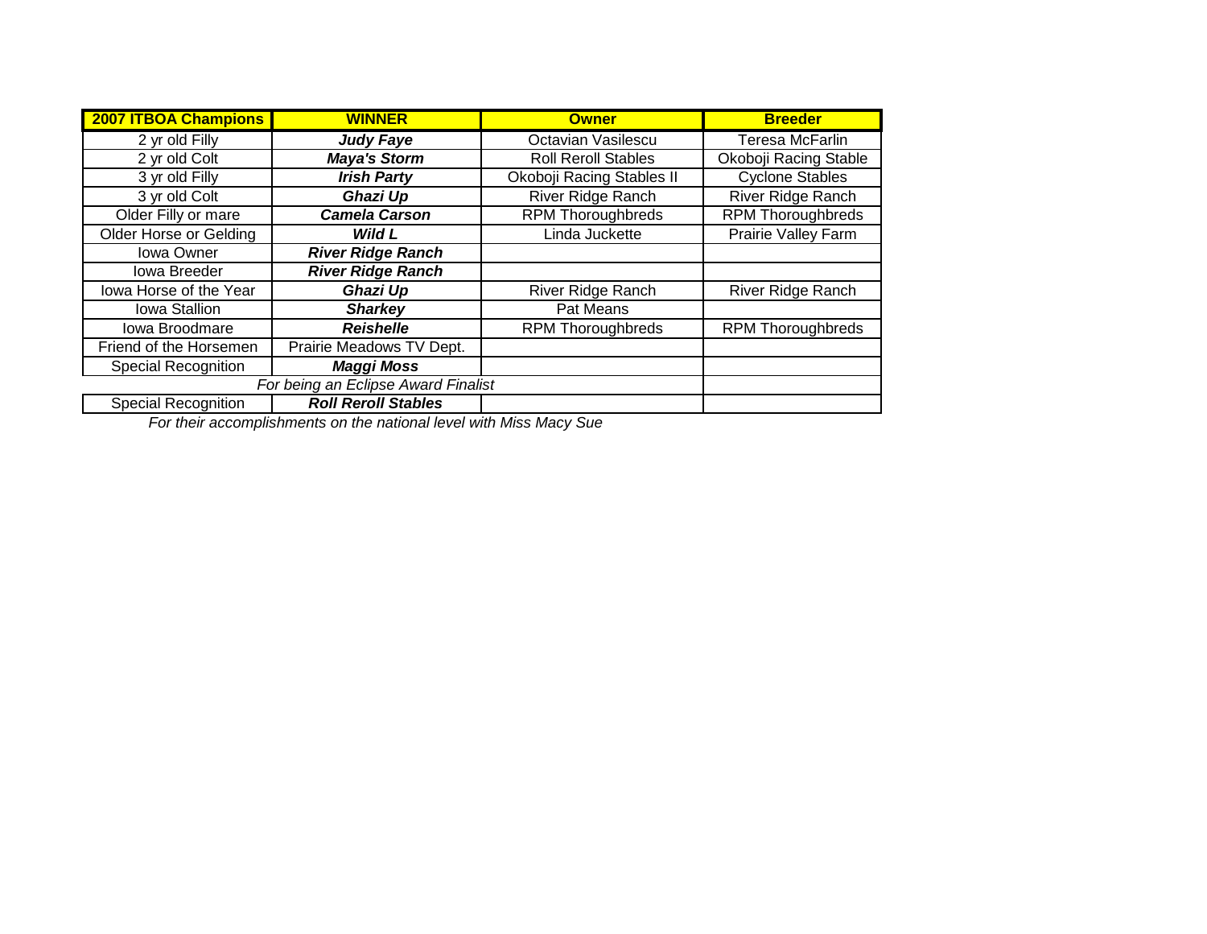| 2007 ITBOA Champions | WINNER | Owner | Breeder |
| --- | --- | --- | --- |
| 2 yr old Filly | ***Judy Faye*** | Octavian Vasilescu | Teresa McFarlin |
| 2 yr old Colt | ***Maya's Storm*** | Roll Reroll Stables | Okoboji Racing Stable |
| 3 yr old Filly | ***Irish Party*** | Okoboji Racing Stables II | Cyclone Stables |
| 3 yr old Colt | ***Ghazi Up*** | River Ridge Ranch | River Ridge Ranch |
| Older Filly or mare | ***Camela Carson*** | RPM Thoroughbreds | RPM Thoroughbreds |
| Older Horse or Gelding | ***Wild L*** | Linda Juckette | Prairie Valley Farm |
| Iowa Owner | ***River Ridge Ranch*** | | |
| Iowa Breeder | ***River Ridge Ranch*** | | |
| Iowa Horse of the Year | ***Ghazi Up*** | River Ridge Ranch | River Ridge Ranch |
| Iowa Stallion | ***Sharkey*** | Pat Means | |
| Iowa Broodmare | ***Reishelle*** | RPM Thoroughbreds | RPM Thoroughbreds |
| Friend of the Horsemen | Prairie Meadows TV Dept. | | |
| Special Recognition | ***Maggi Moss*** | | |
| *For being an Eclipse Award Finalist* | | | |
| Special Recognition | ***Roll Reroll Stables*** | | |

*For their accomplishments on the national level with Miss Macy Sue*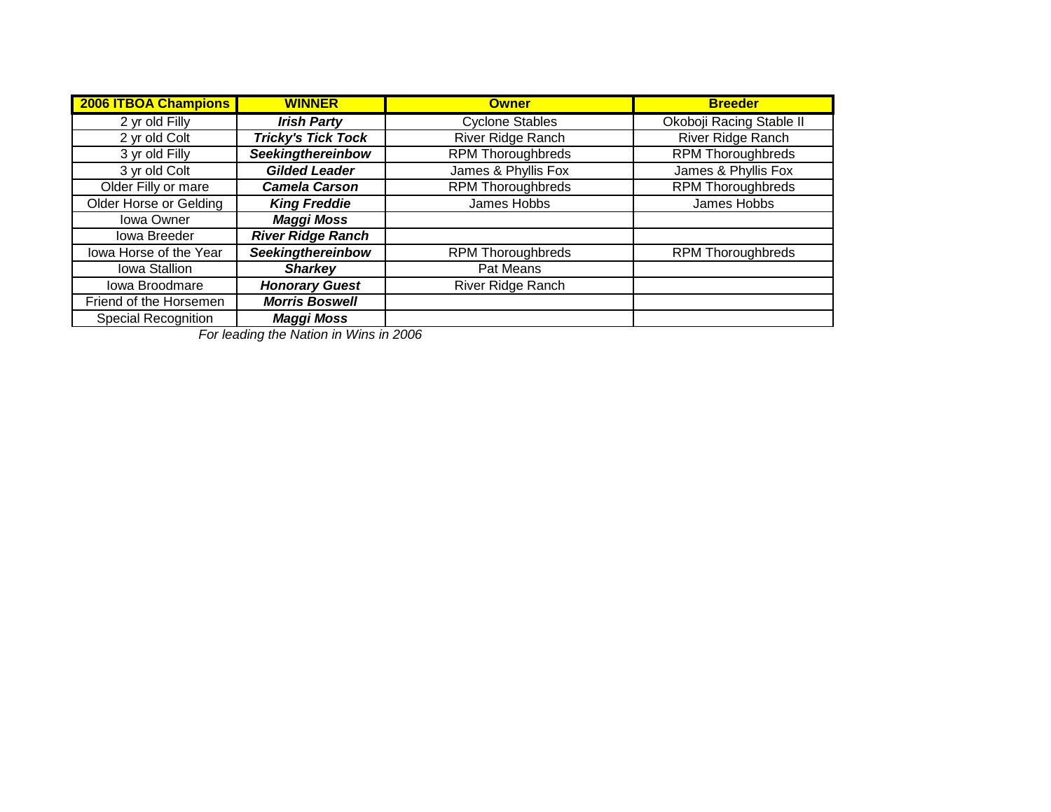| **2006 ITBOA Champions** | **WINNER** | **Owner** | **Breeder** |
|---|---|---|---|
| 2 yr old Filly | ***Irish Party*** | Cyclone Stables | Okoboji Racing Stable II |
| 2 yr old Colt | ***Tricky's Tick Tock*** | River Ridge Ranch | River Ridge Ranch |
| 3 yr old Filly | ***Seekingthereinbow*** | RPM Thoroughbreds | RPM Thoroughbreds |
| 3 yr old Colt | ***Gilded Leader*** | James & Phyllis Fox | James & Phyllis Fox |
| Older Filly or mare | ***Camela Carson*** | RPM Thoroughbreds | RPM Thoroughbreds |
| Older Horse or Gelding | ***King Freddie*** | James Hobbs | James Hobbs |
| Iowa Owner | ***Maggi Moss*** | | |
| Iowa Breeder | ***River Ridge Ranch*** | | |
| Iowa Horse of the Year | ***Seekingthereinbow*** | RPM Thoroughbreds | RPM Thoroughbreds |
| Iowa Stallion | ***Sharkey*** | Pat Means | |
| Iowa Broodmare | ***Honorary Guest*** | River Ridge Ranch | |
| Friend of the Horsemen | ***Morris Boswell*** | | |
| Special Recognition | ***Maggi Moss*** | | |

*For leading the Nation in Wins in 2006*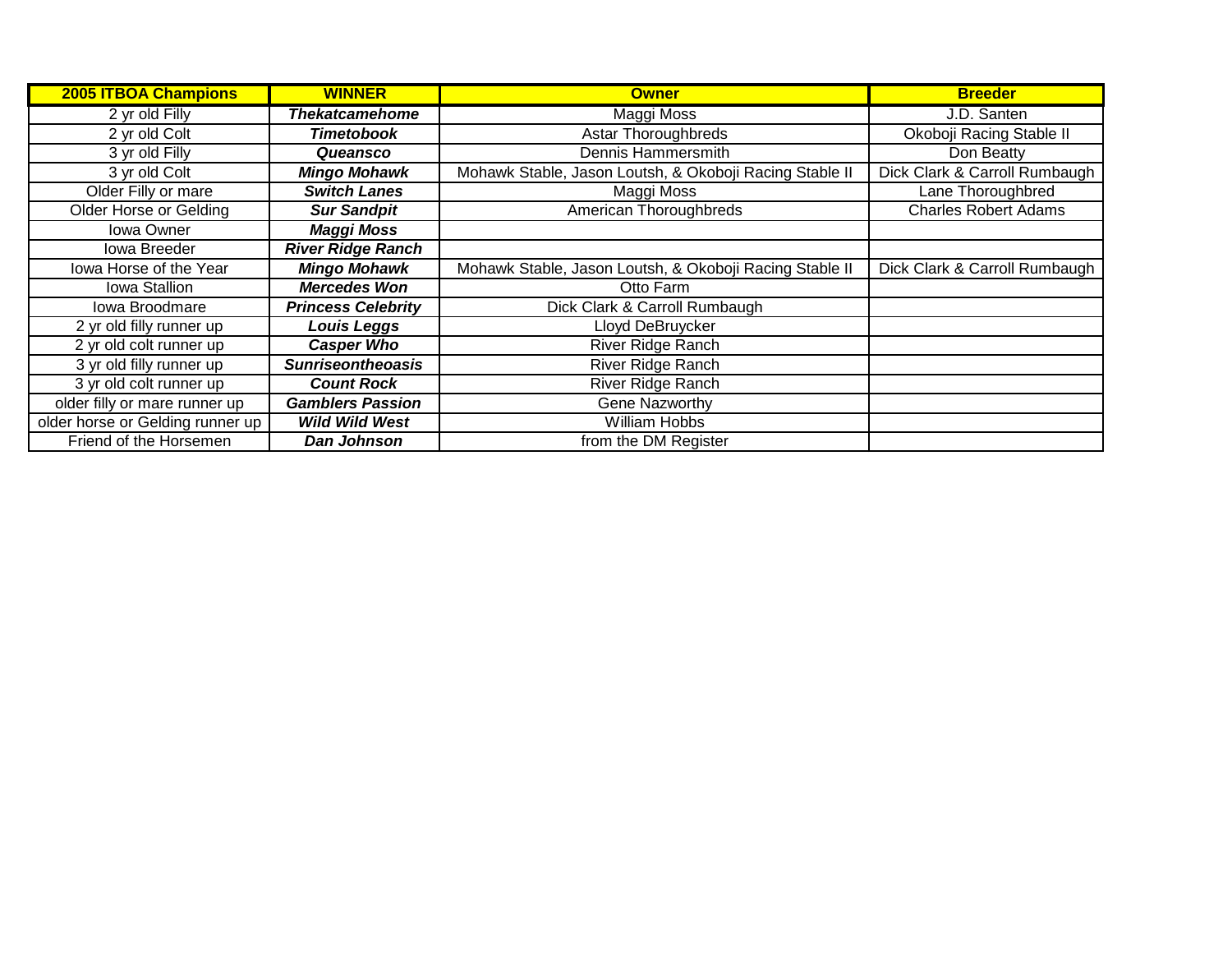| 2005 ITBOA Champions | WINNER | Owner | Breeder |
|---|---|---|---|
| 2 yr old Filly | ***Thekatcamehome*** | Maggi Moss | J.D. Santen |
| 2 yr old Colt | ***Timetobook*** | Astar Thoroughbreds | Okoboji Racing Stable II |
| 3 yr old Filly | ***Queansco*** | Dennis Hammersmith | Don Beatty |
| 3 yr old Colt | ***Mingo Mohawk*** | Mohawk Stable, Jason Loutsh, & Okoboji Racing Stable II | Dick Clark & Carroll Rumbaugh |
| Older Filly or mare | ***Switch Lanes*** | Maggi Moss | Lane Thoroughbred |
| Older Horse or Gelding | ***Sur Sandpit*** | American Thoroughbreds | Charles Robert Adams |
| Iowa Owner | ***Maggi Moss*** | | |
| Iowa Breeder | ***River Ridge Ranch*** | | |
| Iowa Horse of the Year | ***Mingo Mohawk*** | Mohawk Stable, Jason Loutsh, & Okoboji Racing Stable II | Dick Clark & Carroll Rumbaugh |
| Iowa Stallion | ***Mercedes Won*** | Otto Farm | |
| Iowa Broodmare | ***Princess Celebrity*** | Dick Clark & Carroll Rumbaugh | |
| 2 yr old filly runner up | ***Louis Leggs*** | Lloyd DeBruycker | |
| 2 yr old colt runner up | ***Casper Who*** | River Ridge Ranch | |
| 3 yr old filly runner up | ***Sunriseontheoasis*** | River Ridge Ranch | |
| 3 yr old colt runner up | ***Count Rock*** | River Ridge Ranch | |
| older filly or mare runner up | ***Gamblers Passion*** | Gene Nazworthy | |
| older horse or Gelding runner up | ***Wild Wild West*** | William Hobbs | |
| Friend of the Horsemen | ***Dan Johnson*** | from the DM Register | |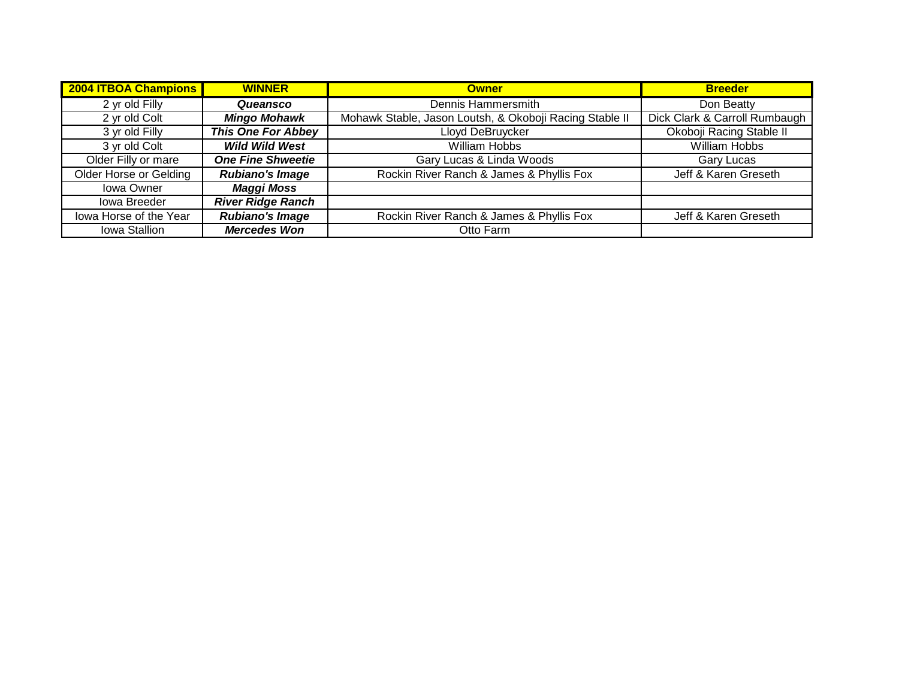| 2004 ITBOA Champions | WINNER | Owner | Breeder |
|---|---|---|---|
| 2 yr old Filly | ***Queansco*** | Dennis Hammersmith | Don Beatty |
| 2 yr old Colt | ***Mingo Mohawk*** | Mohawk Stable, Jason Loutsh, & Okoboji Racing Stable II | Dick Clark & Carroll Rumbaugh |
| 3 yr old Filly | ***This One For Abbey*** | Lloyd DeBruycker | Okoboji Racing Stable II |
| 3 yr old Colt | ***Wild Wild West*** | William Hobbs | William Hobbs |
| Older Filly or mare | ***One Fine Shweetie*** | Gary Lucas & Linda Woods | Gary Lucas |
| Older Horse or Gelding | ***Rubiano's Image*** | Rockin River Ranch & James & Phyllis Fox | Jeff & Karen Greseth |
| Iowa Owner | ***Maggi Moss*** | | |
| Iowa Breeder | ***River Ridge Ranch*** | | |
| Iowa Horse of the Year | ***Rubiano's Image*** | Rockin River Ranch & James & Phyllis Fox | Jeff & Karen Greseth |
| Iowa Stallion | ***Mercedes Won*** | Otto Farm | |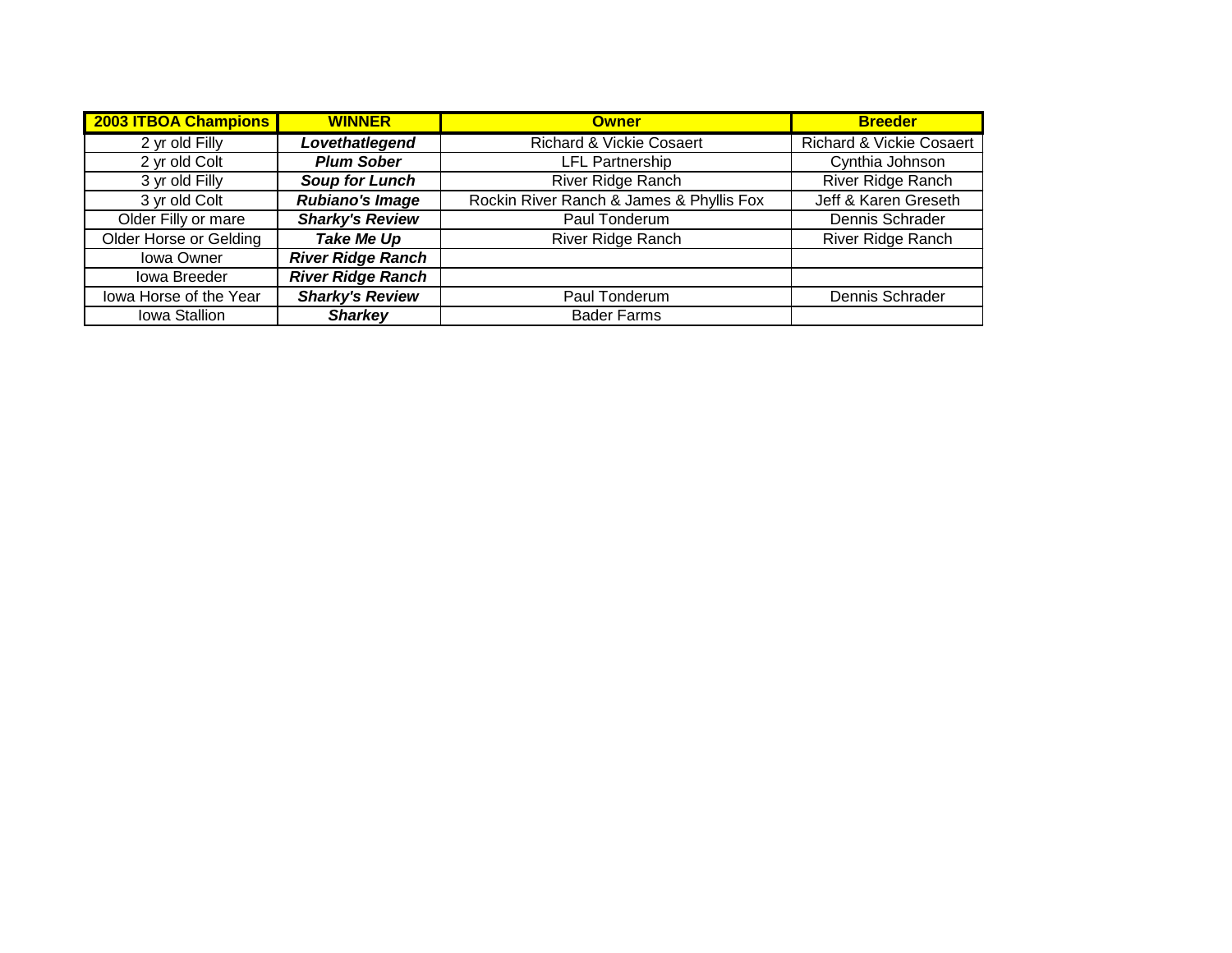| 2003 ITBOA Champions | WINNER | Owner | Breeder |
|---|---|---|---|
| 2 yr old Filly | ***Lovethatlegend*** | Richard & Vickie Cosaert | Richard & Vickie Cosaert |
| 2 yr old Colt | ***Plum Sober*** | LFL Partnership | Cynthia Johnson |
| 3 yr old Filly | ***Soup for Lunch*** | River Ridge Ranch | River Ridge Ranch |
| 3 yr old Colt | ***Rubiano's Image*** | Rockin River Ranch & James & Phyllis Fox | Jeff & Karen Greseth |
| Older Filly or mare | ***Sharky's Review*** | Paul Tonderum | Dennis Schrader |
| Older Horse or Gelding | ***Take Me Up*** | River Ridge Ranch | River Ridge Ranch |
| Iowa Owner | ***River Ridge Ranch*** | | |
| Iowa Breeder | ***River Ridge Ranch*** | | |
| Iowa Horse of the Year | ***Sharky's Review*** | Paul Tonderum | Dennis Schrader |
| Iowa Stallion | ***Sharkey*** | Bader Farms | |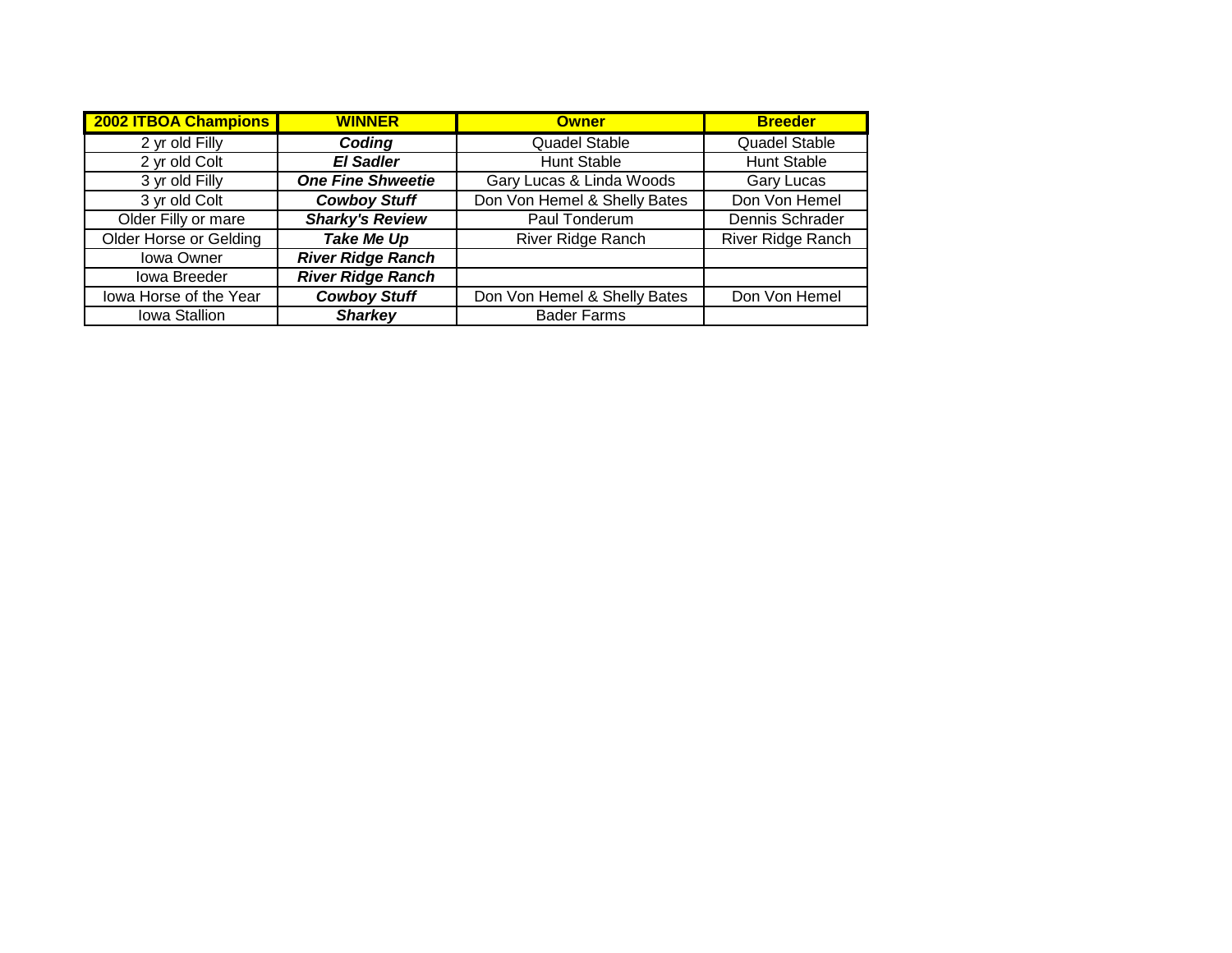| **2002 ITBOA Champions** | **WINNER** | **Owner** | **Breeder** |
|---|---|---|---|
| 2 yr old Filly | ***Coding*** | Quadel Stable | Quadel Stable |
| 2 yr old Colt | ***El Sadler*** | Hunt Stable | Hunt Stable |
| 3 yr old Filly | ***One Fine Shweetie*** | Gary Lucas & Linda Woods | Gary Lucas |
| 3 yr old Colt | ***Cowboy Stuff*** | Don Von Hemel & Shelly Bates | Don Von Hemel |
| Older Filly or mare | ***Sharky's Review*** | Paul Tonderum | Dennis Schrader |
| Older Horse or Gelding | ***Take Me Up*** | River Ridge Ranch | River Ridge Ranch |
| Iowa Owner | ***River Ridge Ranch*** | | |
| Iowa Breeder | ***River Ridge Ranch*** | | |
| Iowa Horse of the Year | ***Cowboy Stuff*** | Don Von Hemel & Shelly Bates | Don Von Hemel |
| Iowa Stallion | ***Sharkey*** | Bader Farms | |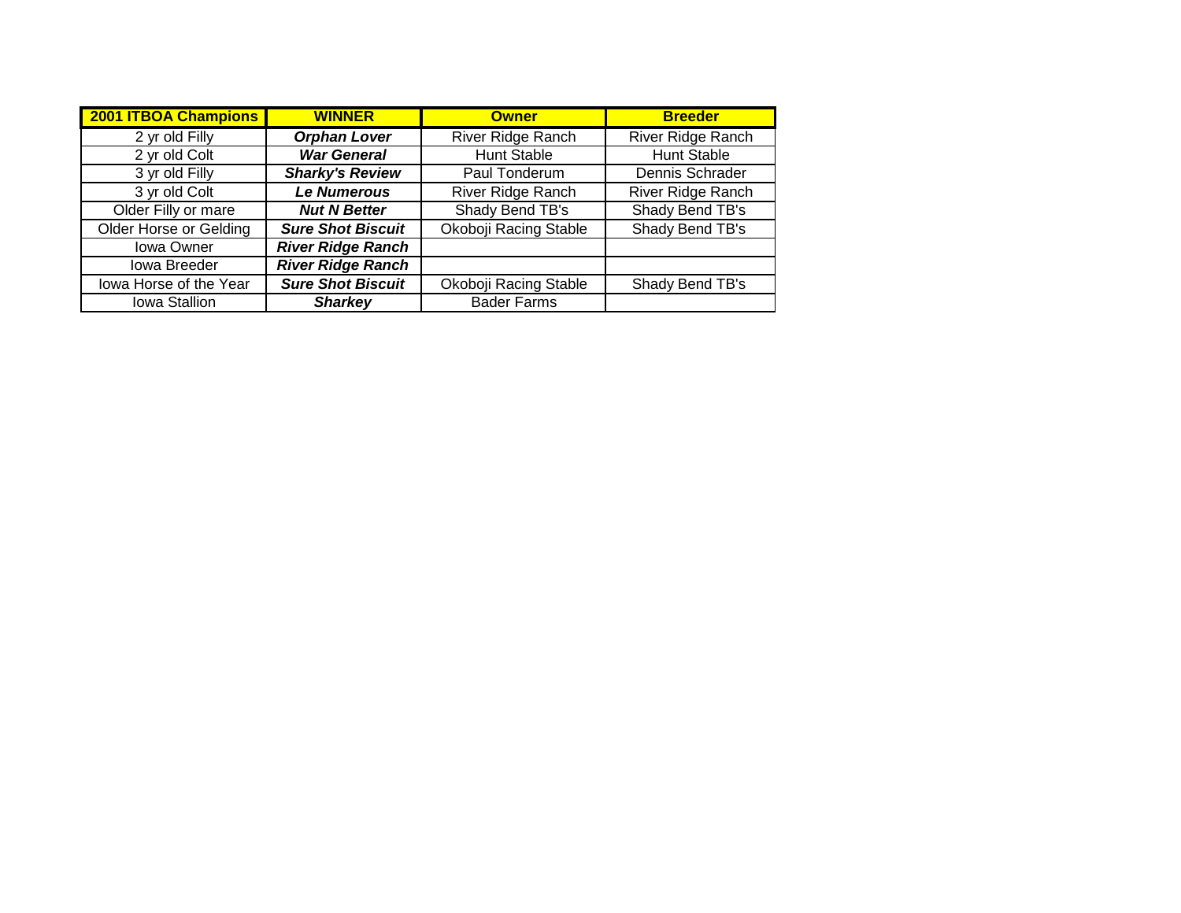| 2001 ITBOA Champions | WINNER | Owner | Breeder |
|---|---|---|---|
| 2 yr old Filly | ***Orphan Lover*** | River Ridge Ranch | River Ridge Ranch |
| 2 yr old Colt | ***War General*** | Hunt Stable | Hunt Stable |
| 3 yr old Filly | ***Sharky's Review*** | Paul Tonderum | Dennis Schrader |
| 3 yr old Colt | ***Le Numerous*** | River Ridge Ranch | River Ridge Ranch |
| Older Filly or mare | ***Nut N Better*** | Shady Bend TB's | Shady Bend TB's |
| Older Horse or Gelding | ***Sure Shot Biscuit*** | Okoboji Racing Stable | Shady Bend TB's |
| Iowa Owner | ***River Ridge Ranch*** | | |
| Iowa Breeder | ***River Ridge Ranch*** | | |
| Iowa Horse of the Year | ***Sure Shot Biscuit*** | Okoboji Racing Stable | Shady Bend TB's |
| Iowa Stallion | ***Sharkey*** | Bader Farms | |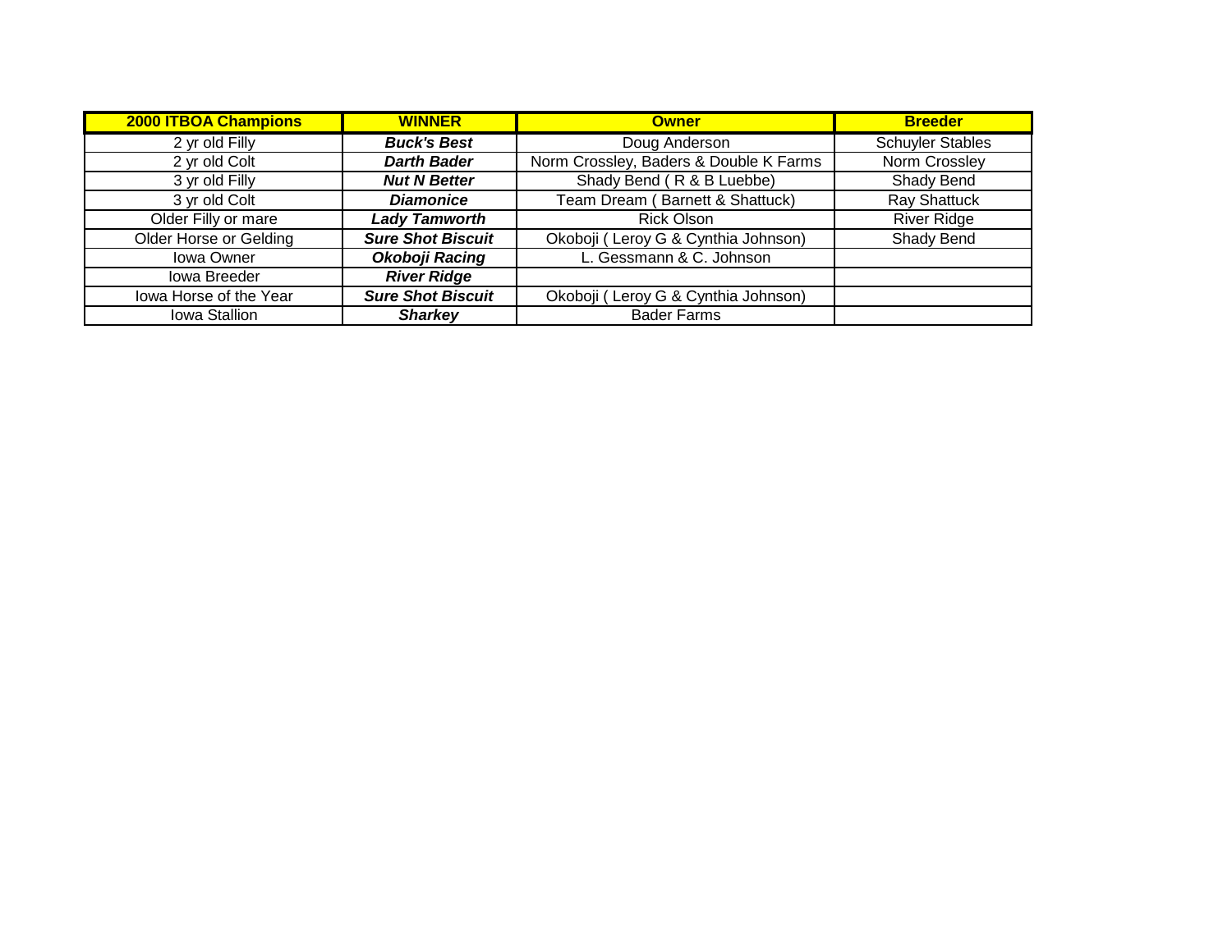| **2000 ITBOA Champions** | **WINNER** | **Owner** | **Breeder** |
| --- | --- | --- | --- |
| 2 yr old Filly | ***Buck's Best*** | Doug Anderson | Schuyler Stables |
| 2 yr old Colt | ***Darth Bader*** | Norm Crossley, Baders & Double K Farms | Norm Crossley |
| 3 yr old Filly | ***Nut N Better*** | Shady Bend ( R & B Luebbe) | Shady Bend |
| 3 yr old Colt | ***Diamonice*** | Team Dream ( Barnett & Shattuck) | Ray Shattuck |
| Older Filly or mare | ***Lady Tamworth*** | Rick Olson | River Ridge |
| Older Horse or Gelding | ***Sure Shot Biscuit*** | Okoboji ( Leroy G & Cynthia Johnson) | Shady Bend |
| Iowa Owner | ***Okoboji Racing*** | L. Gessmann & C. Johnson | |
| Iowa Breeder | ***River Ridge*** | | |
| Iowa Horse of the Year | ***Sure Shot Biscuit*** | Okoboji ( Leroy G & Cynthia Johnson) | |
| Iowa Stallion | ***Sharkey*** | Bader Farms | |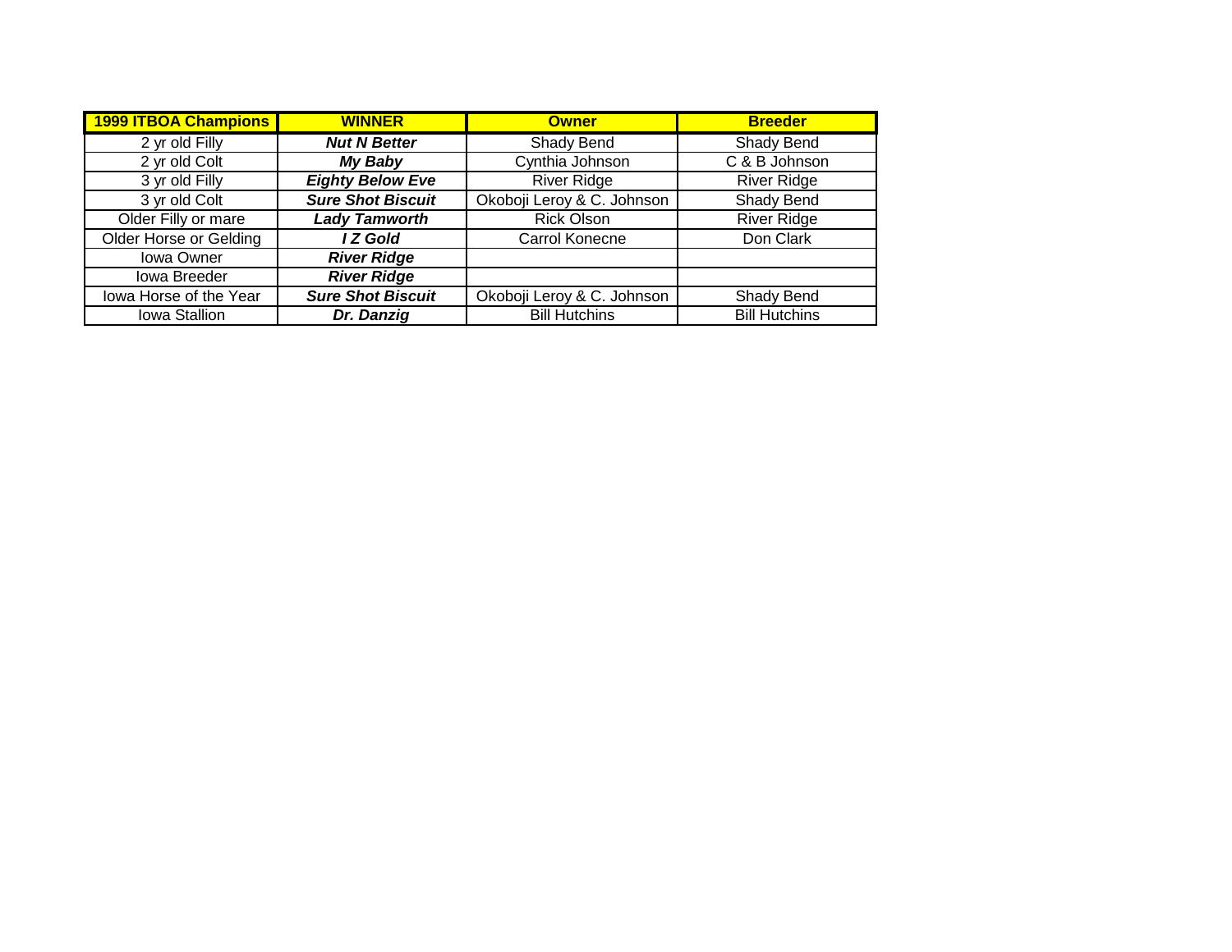| **1999 ITBOA Champions** | **WINNER** | **Owner** | **Breeder** |
|---|---|---|---|
| 2 yr old Filly | ***Nut N Better*** | Shady Bend | Shady Bend |
| 2 yr old Colt | ***My Baby*** | Cynthia Johnson | C & B Johnson |
| 3 yr old Filly | ***Eighty Below Eve*** | River Ridge | River Ridge |
| 3 yr old Colt | ***Sure Shot Biscuit*** | Okoboji Leroy & C. Johnson | Shady Bend |
| Older Filly or mare | ***Lady Tamworth*** | Rick Olson | River Ridge |
| Older Horse or Gelding | ***I Z Gold*** | Carrol Konecne | Don Clark |
| Iowa Owner | ***River Ridge*** | | |
| Iowa Breeder | ***River Ridge*** | | |
| Iowa Horse of the Year | ***Sure Shot Biscuit*** | Okoboji Leroy & C. Johnson | Shady Bend |
| Iowa Stallion | ***Dr. Danzig*** | Bill Hutchins | Bill Hutchins |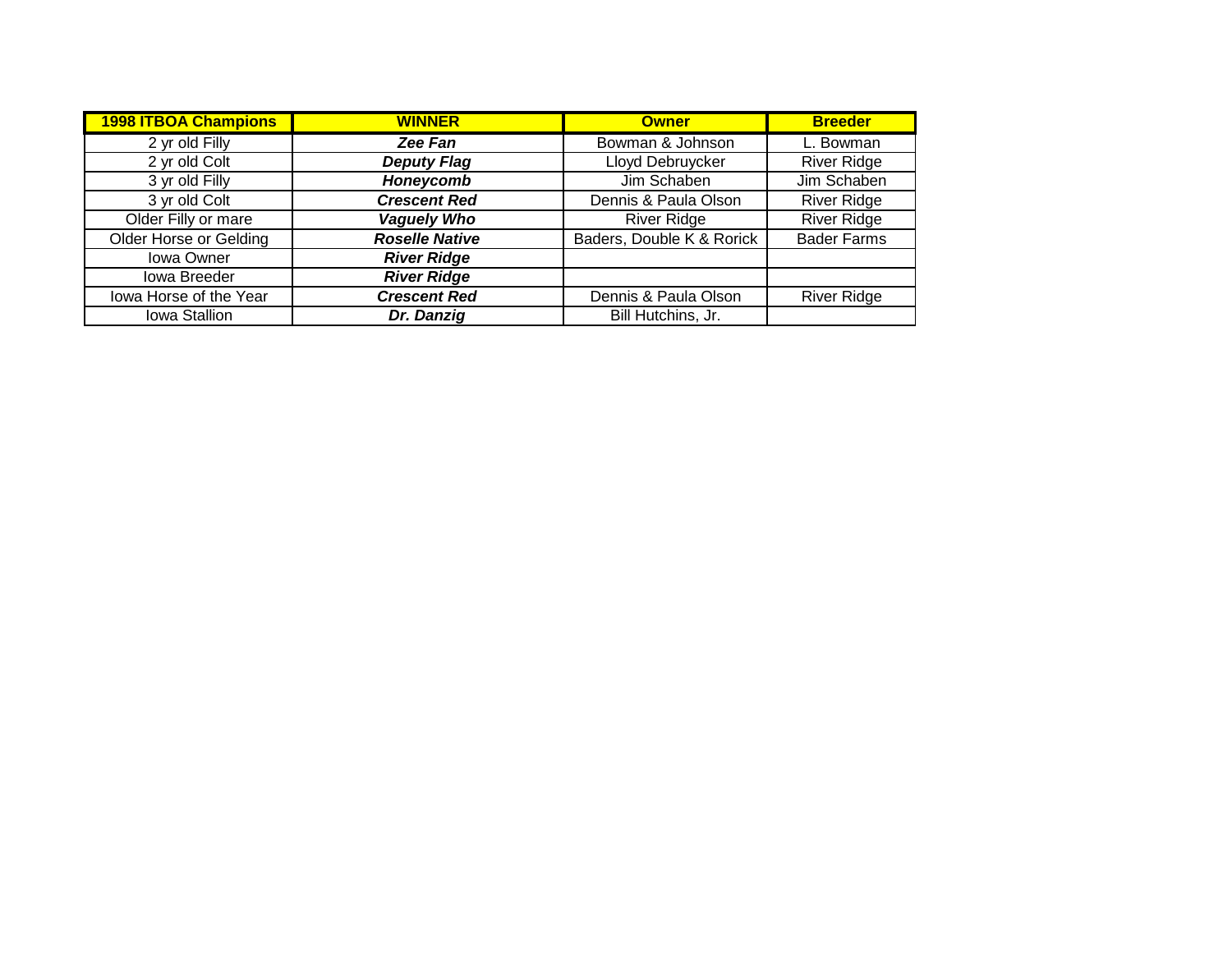| 1998 ITBOA Champions | WINNER | Owner | Breeder |
|---|---|---|---|
| 2 yr old Filly | ***Zee Fan*** | Bowman & Johnson | L. Bowman |
| 2 yr old Colt | ***Deputy Flag*** | Lloyd Debruycker | River Ridge |
| 3 yr old Filly | ***Honeycomb*** | Jim Schaben | Jim Schaben |
| 3 yr old Colt | ***Crescent Red*** | Dennis & Paula Olson | River Ridge |
| Older Filly or mare | ***Vaguely Who*** | River Ridge | River Ridge |
| Older Horse or Gelding | ***Roselle Native*** | Baders, Double K & Rorick | Bader Farms |
| Iowa Owner | ***River Ridge*** | | |
| Iowa Breeder | ***River Ridge*** | | |
| Iowa Horse of the Year | ***Crescent Red*** | Dennis & Paula Olson | River Ridge |
| Iowa Stallion | ***Dr. Danzig*** | Bill Hutchins, Jr. | |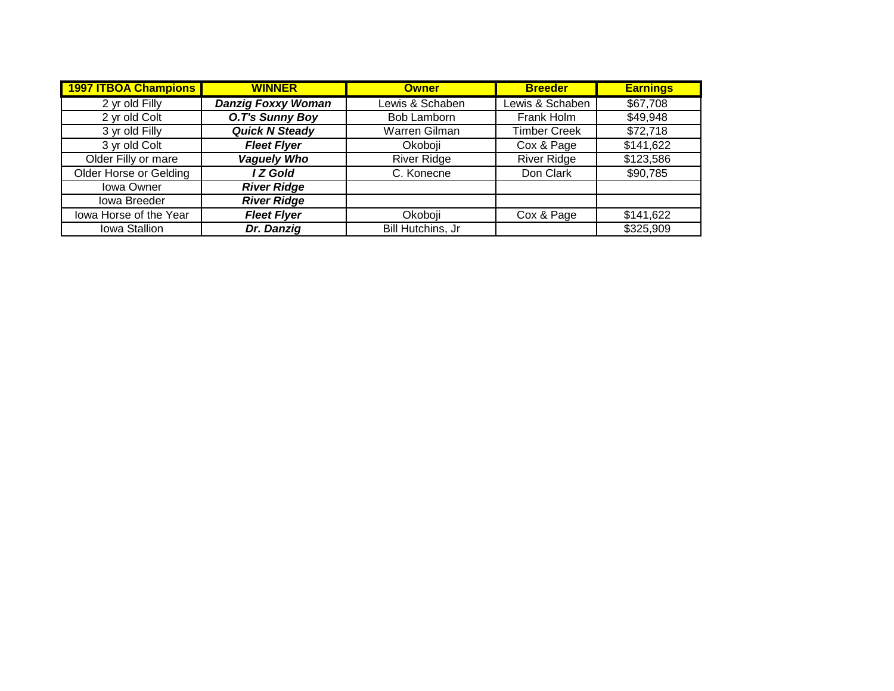| 1997 ITBOA Champions | WINNER | Owner | Breeder | Earnings |
|---|---|---|---|---|
| 2 yr old Filly | ***Danzig Foxxy Woman*** | Lewis & Schaben | Lewis & Schaben | $67,708 |
| 2 yr old Colt | ***O.T's Sunny Boy*** | Bob Lamborn | Frank Holm | $49,948 |
| 3 yr old Filly | ***Quick N Steady*** | Warren Gilman | Timber Creek | $72,718 |
| 3 yr old Colt | ***Fleet Flyer*** | Okoboji | Cox & Page | $141,622 |
| Older Filly or mare | ***Vaguely Who*** | River Ridge | River Ridge | $123,586 |
| Older Horse or Gelding | ***I Z Gold*** | C. Konecne | Don Clark | $90,785 |
| Iowa Owner | ***River Ridge*** | | | |
| Iowa Breeder | ***River Ridge*** | | | |
| Iowa Horse of the Year | ***Fleet Flyer*** | Okoboji | Cox & Page | $141,622 |
| Iowa Stallion | ***Dr. Danzig*** | Bill Hutchins, Jr | | $325,909 |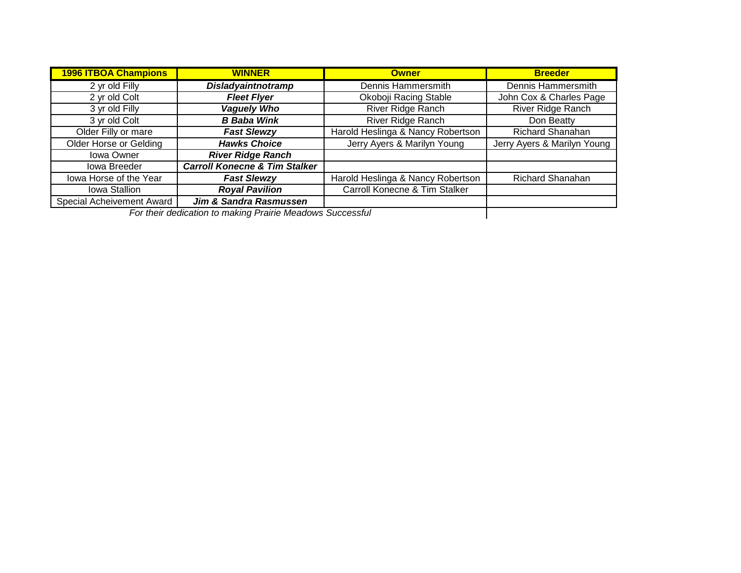| 1996 ITBOA Champions | WINNER | Owner | Breeder |
|---|---|---|---|
| 2 yr old Filly | ***Disladyaintnotramp*** | Dennis Hammersmith | Dennis Hammersmith |
| 2 yr old Colt | ***Fleet Flyer*** | Okoboji Racing Stable | John Cox & Charles Page |
| 3 yr old Filly | ***Vaguely Who*** | River Ridge Ranch | River Ridge Ranch |
| 3 yr old Colt | ***B Baba Wink*** | River Ridge Ranch | Don Beatty |
| Older Filly or mare | ***Fast Slewzy*** | Harold Heslinga & Nancy Robertson | Richard Shanahan |
| Older Horse or Gelding | ***Hawks Choice*** | Jerry Ayers & Marilyn Young | Jerry Ayers & Marilyn Young |
| Iowa Owner | ***River Ridge Ranch*** | | |
| Iowa Breeder | ***Carroll Konecne & Tim Stalker*** | | |
| Iowa Horse of the Year | ***Fast Slewzy*** | Harold Heslinga & Nancy Robertson | Richard Shanahan |
| Iowa Stallion | ***Royal Pavilion*** | Carroll Konecne & Tim Stalker | |
| Special Acheivement Award | ***Jim & Sandra Rasmussen*** | | |

*For their dedication to making Prairie Meadows Successful*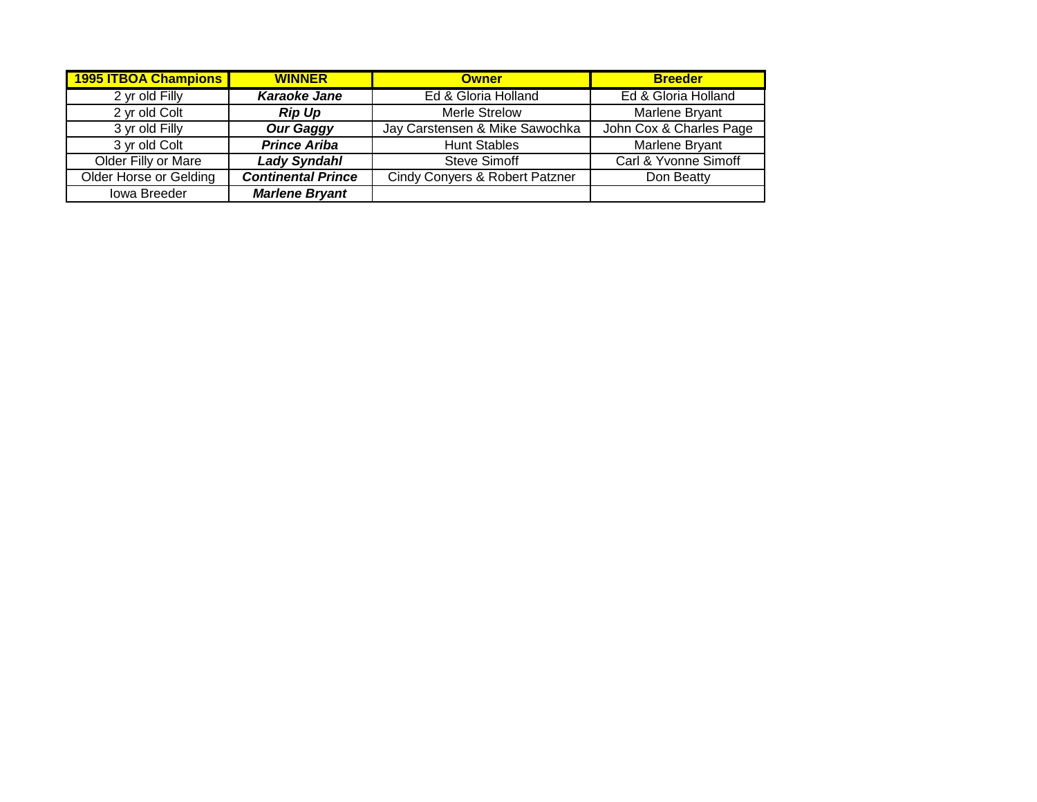| **1995 ITBOA Champions** | **WINNER** | **Owner** | **Breeder** |
|---|---|---|---|
| 2 yr old Filly | ***Karaoke Jane*** | Ed & Gloria Holland | Ed & Gloria Holland |
| 2 yr old Colt | ***Rip Up*** | Merle Strelow | Marlene Bryant |
| 3 yr old Filly | ***Our Gaggy*** | Jay Carstensen & Mike Sawochka | John Cox & Charles Page |
| 3 yr old Colt | ***Prince Ariba*** | Hunt Stables | Marlene Bryant |
| Older Filly or Mare | ***Lady Syndahl*** | Steve Simoff | Carl & Yvonne Simoff |
| Older Horse or Gelding | ***Continental Prince*** | Cindy Conyers & Robert Patzner | Don Beatty |
| Iowa Breeder | ***Marlene Bryant*** | | |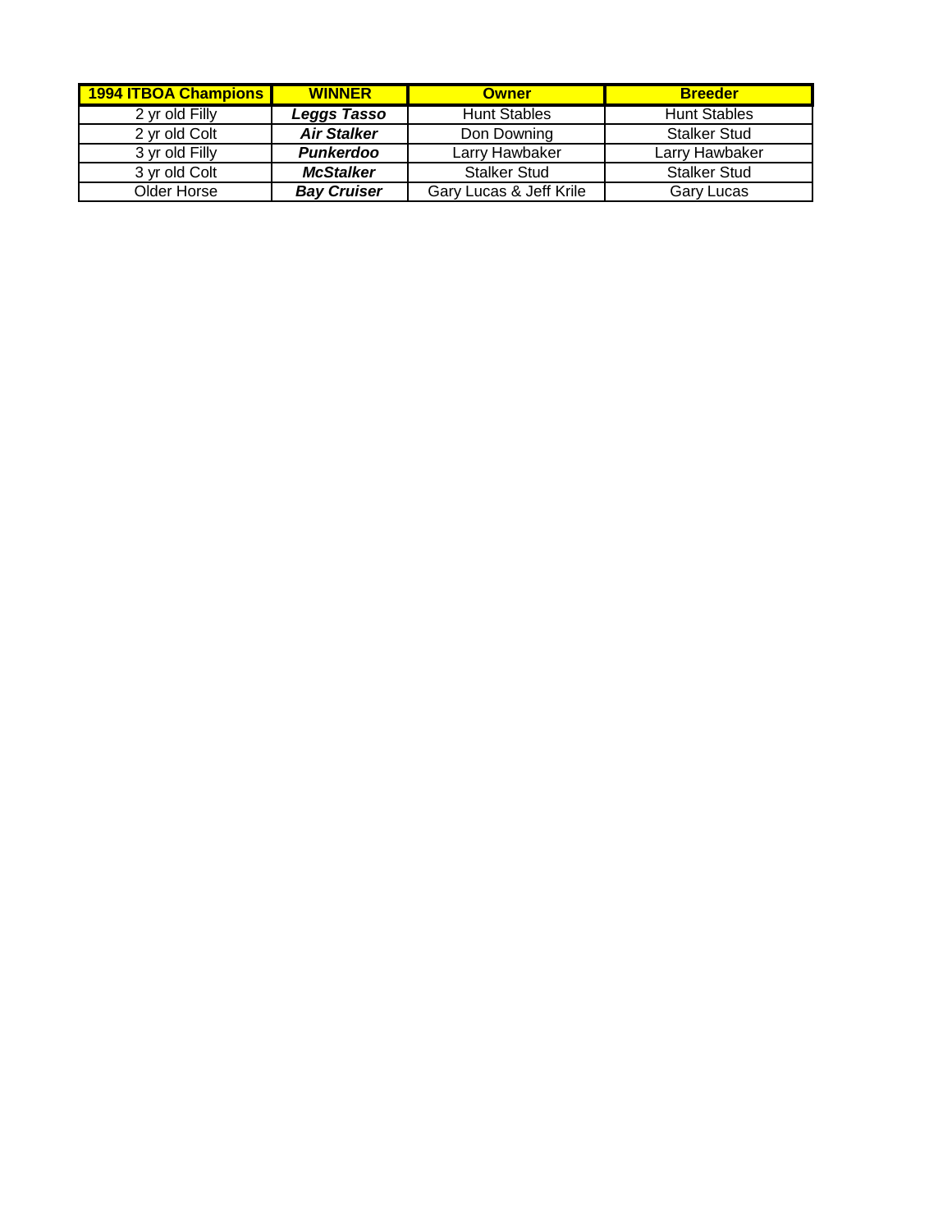| 1994 ITBOA Champions | WINNER | Owner | Breeder |
| --- | --- | --- | --- |
| 2 yr old Filly | ***Leggs Tasso*** | Hunt Stables | Hunt Stables |
| 2 yr old Colt | ***Air Stalker*** | Don Downing | Stalker Stud |
| 3 yr old Filly | ***Punkerdoo*** | Larry Hawbaker | Larry Hawbaker |
| 3 yr old Colt | ***McStalker*** | Stalker Stud | Stalker Stud |
| Older Horse | ***Bay Cruiser*** | Gary Lucas & Jeff Krile | Gary Lucas |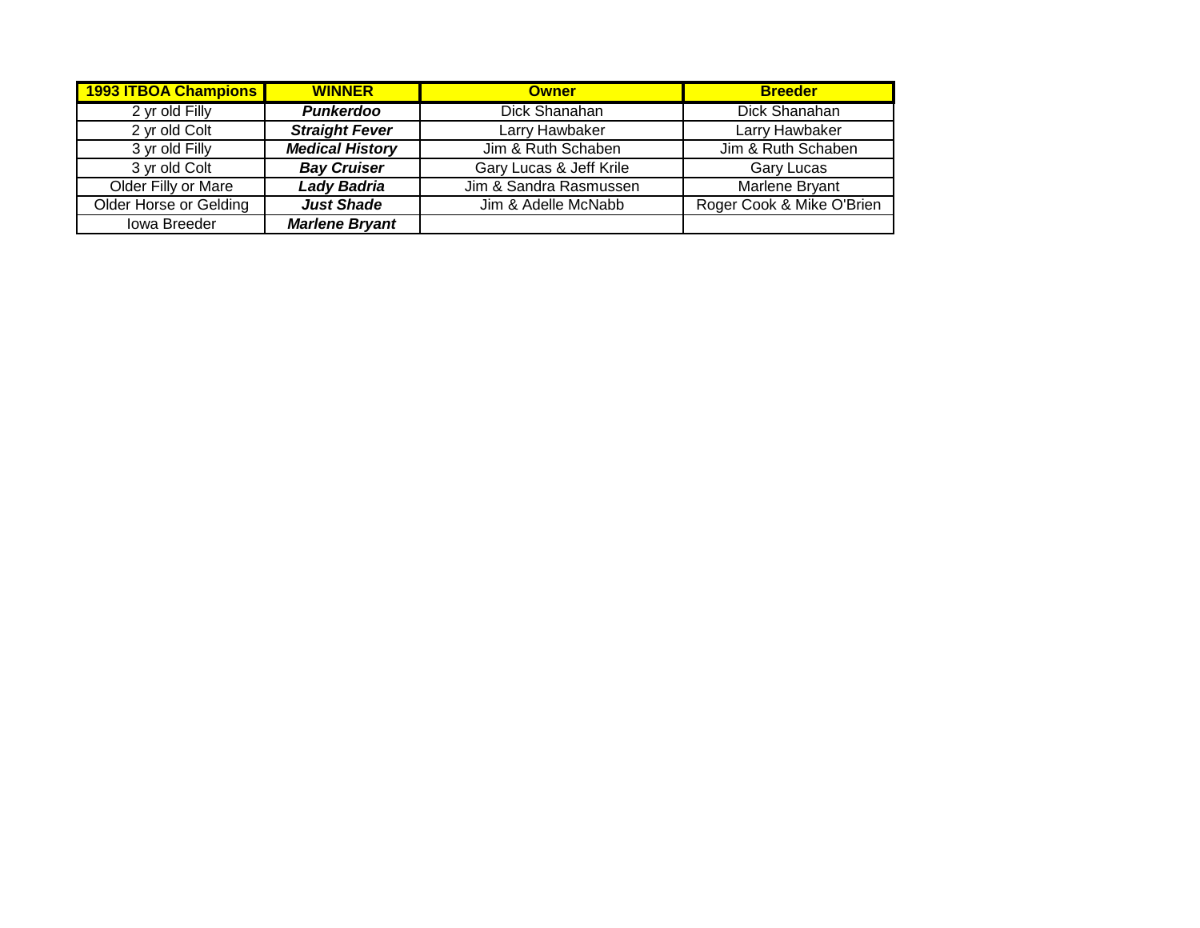| 1993 ITBOA Champions | WINNER | Owner | Breeder |
|---|---|---|---|
| 2 yr old Filly | ***Punkerdoo*** | Dick Shanahan | Dick Shanahan |
| 2 yr old Colt | ***Straight Fever*** | Larry Hawbaker | Larry Hawbaker |
| 3 yr old Filly | ***Medical History*** | Jim & Ruth Schaben | Jim & Ruth Schaben |
| 3 yr old Colt | ***Bay Cruiser*** | Gary Lucas & Jeff Krile | Gary Lucas |
| Older Filly or Mare | ***Lady Badria*** | Jim & Sandra Rasmussen | Marlene Bryant |
| Older Horse or Gelding | ***Just Shade*** | Jim & Adelle McNabb | Roger Cook & Mike O'Brien |
| Iowa Breeder | ***Marlene Bryant*** | | |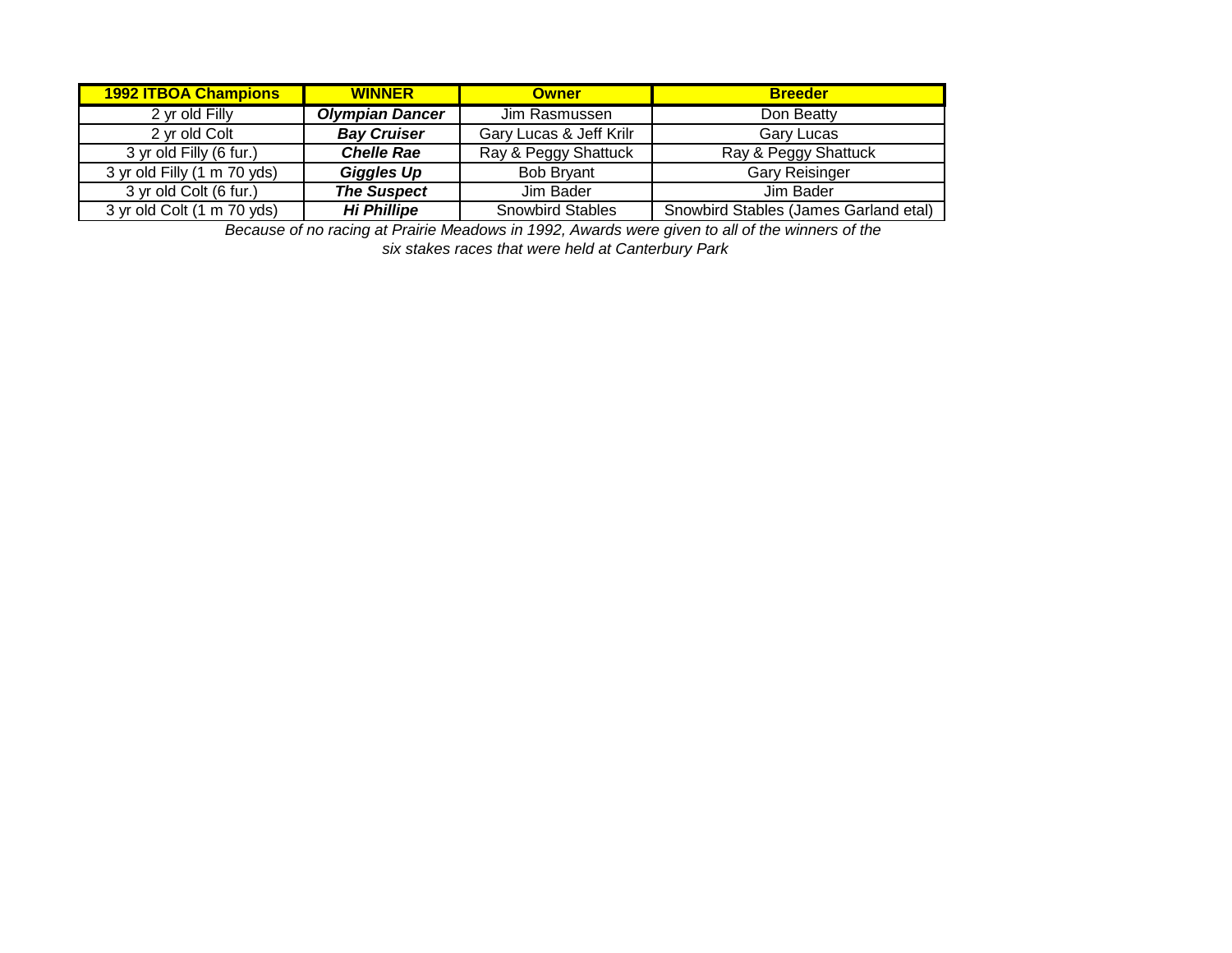| 1992 ITBOA Champions | WINNER | Owner | Breeder |
|---|---|---|---|
| 2 yr old Filly | ***Olympian Dancer*** | Jim Rasmussen | Don Beatty |
| 2 yr old Colt | ***Bay Cruiser*** | Gary Lucas & Jeff Krilr | Gary Lucas |
| 3 yr old Filly (6 fur.) | ***Chelle Rae*** | Ray & Peggy Shattuck | Ray & Peggy Shattuck |
| 3 yr old Filly (1 m 70 yds) | ***Giggles Up*** | Bob Bryant | Gary Reisinger |
| 3 yr old Colt (6 fur.) | ***The Suspect*** | Jim Bader | Jim Bader |
| 3 yr old Colt (1 m 70 yds) | ***Hi Phillipe*** | Snowbird Stables | Snowbird Stables (James Garland etal) |

*Because of no racing at Prairie Meadows in 1992, Awards were given to all of the winners of the six stakes races that were held at Canterbury Park*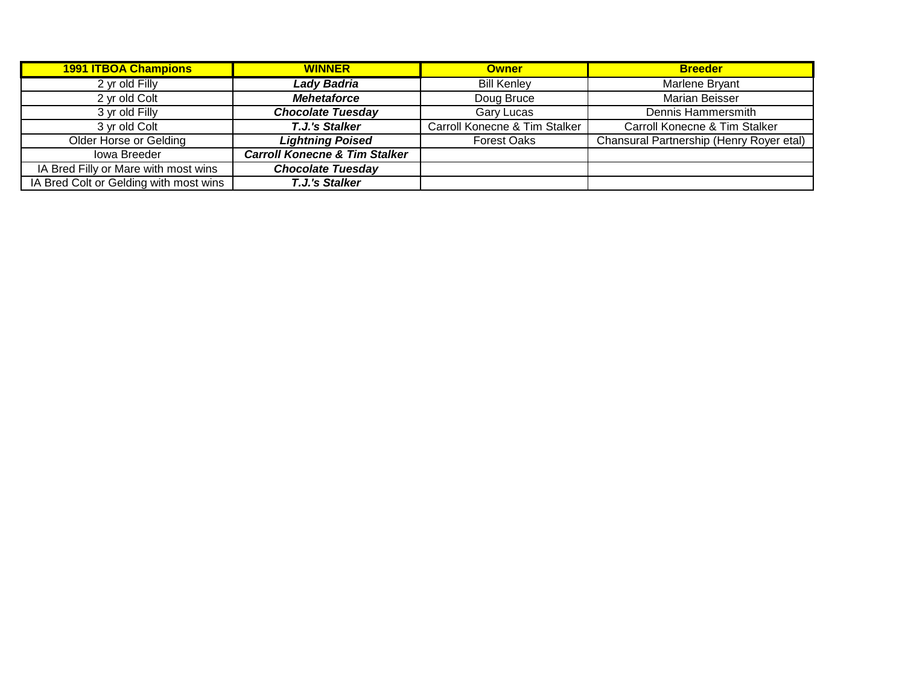| 1991 ITBOA Champions | WINNER | Owner | Breeder |
|---|---|---|---|
| 2 yr old Filly | ***Lady Badria*** | Bill Kenley | Marlene Bryant |
| 2 yr old Colt | ***Mehetaforce*** | Doug Bruce | Marian Beisser |
| 3 yr old Filly | ***Chocolate Tuesday*** | Gary Lucas | Dennis Hammersmith |
| 3 yr old Colt | ***T.J.'s Stalker*** | Carroll Konecne & Tim Stalker | Carroll Konecne & Tim Stalker |
| Older Horse or Gelding | ***Lightning Poised*** | Forest Oaks | Chansural Partnership (Henry Royer etal) |
| Iowa Breeder | ***Carroll Konecne & Tim Stalker*** | | |
| IA Bred Filly or Mare with most wins | ***Chocolate Tuesday*** | | |
| IA Bred Colt or Gelding with most wins | ***T.J.'s Stalker*** | | |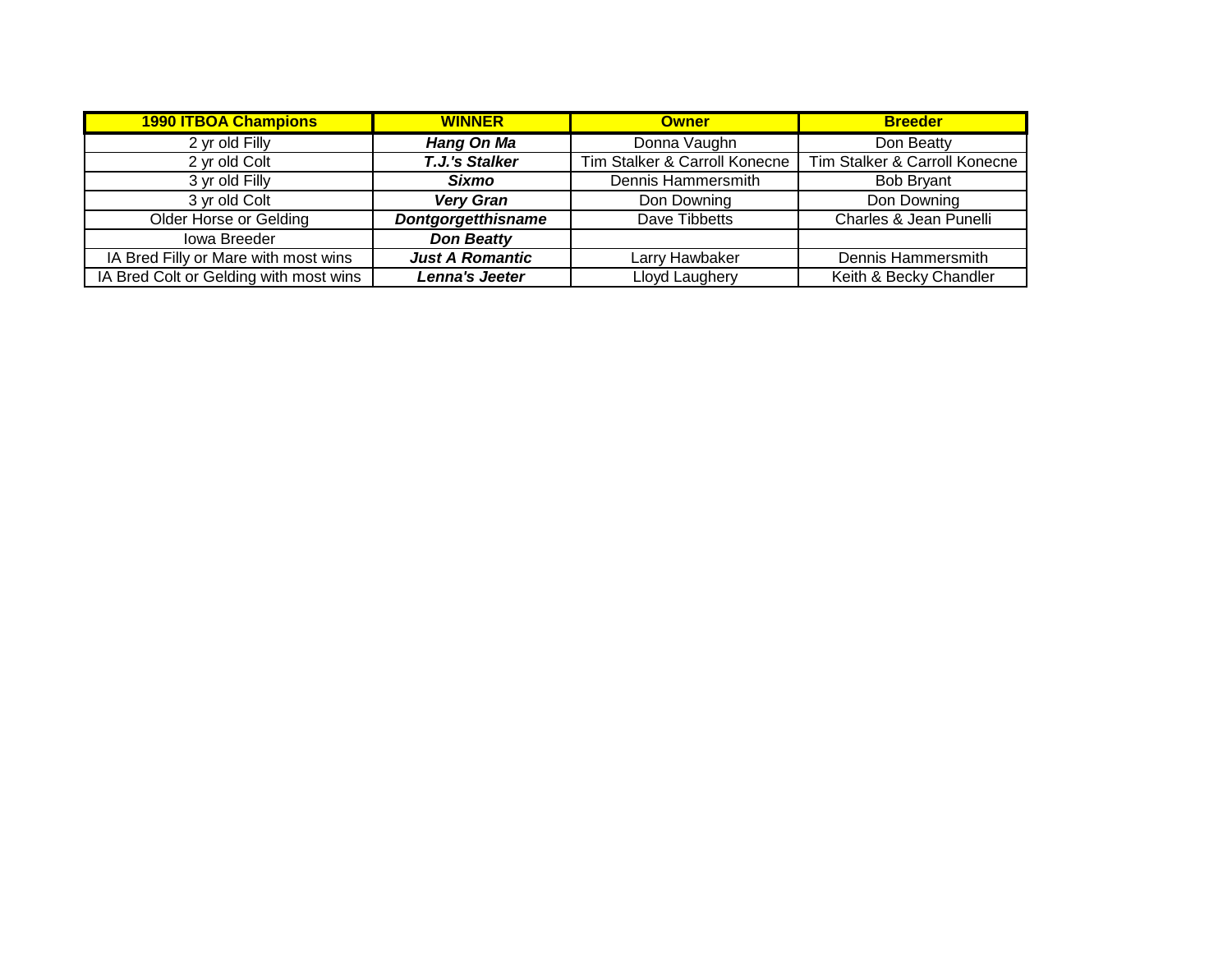| 1990 ITBOA Champions | WINNER | Owner | Breeder |
|---|---|---|---|
| 2 yr old Filly | ***Hang On Ma*** | Donna Vaughn | Don Beatty |
| 2 yr old Colt | ***T.J.'s Stalker*** | Tim Stalker & Carroll Konecne | Tim Stalker & Carroll Konecne |
| 3 yr old Filly | ***Sixmo*** | Dennis Hammersmith | Bob Bryant |
| 3 yr old Colt | ***Very Gran*** | Don Downing | Don Downing |
| Older Horse or Gelding | ***Dontgorgetthisname*** | Dave Tibbetts | Charles & Jean Punelli |
| Iowa Breeder | ***Don Beatty*** | | |
| IA Bred Filly or Mare with most wins | ***Just A Romantic*** | Larry Hawbaker | Dennis Hammersmith |
| IA Bred Colt or Gelding with most wins | ***Lenna's Jeeter*** | Lloyd Laughery | Keith & Becky Chandler |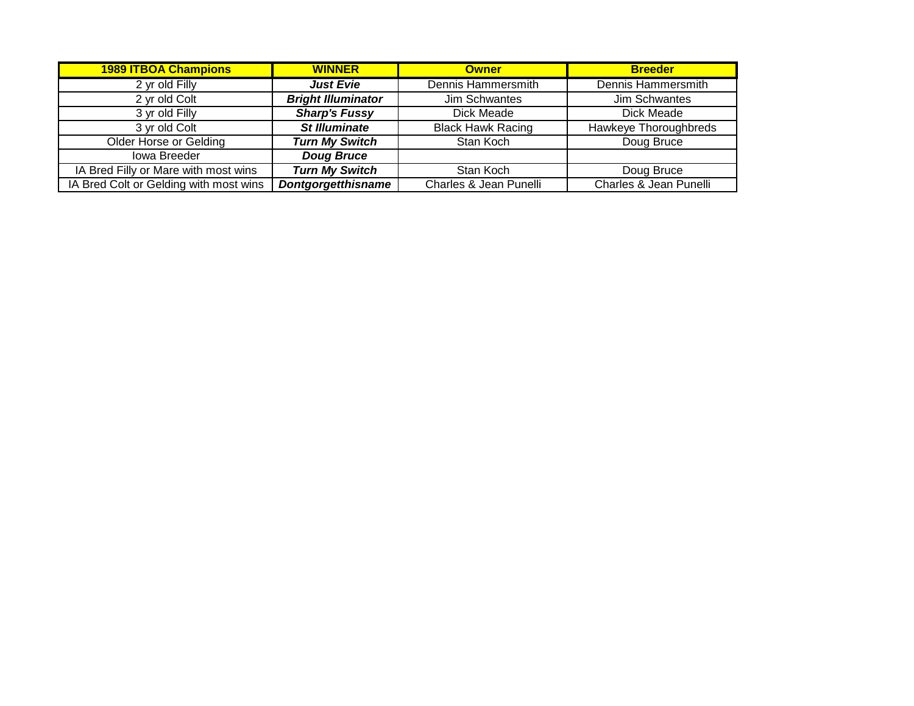| 1989 ITBOA Champions | WINNER | Owner | Breeder |
|---|---|---|---|
| 2 yr old Filly | ***Just Evie*** | Dennis Hammersmith | Dennis Hammersmith |
| 2 yr old Colt | ***Bright Illuminator*** | Jim Schwantes | Jim Schwantes |
| 3 yr old Filly | ***Sharp's Fussy*** | Dick Meade | Dick Meade |
| 3 yr old Colt | ***St Illuminate*** | Black Hawk Racing | Hawkeye Thoroughbreds |
| Older Horse or Gelding | ***Turn My Switch*** | Stan Koch | Doug Bruce |
| Iowa Breeder | ***Doug Bruce*** | | |
| IA Bred Filly or Mare with most wins | ***Turn My Switch*** | Stan Koch | Doug Bruce |
| IA Bred Colt or Gelding with most wins | ***Dontgorgetthisname*** | Charles & Jean Punelli | Charles & Jean Punelli |